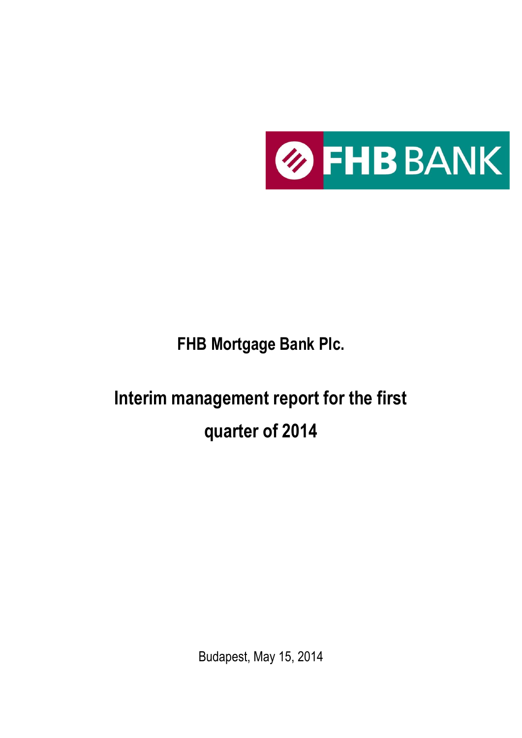FHB BANK

**FHB Mortgage Bank Plc.**

# Interim management report for the first quarter of 2014

Budapest, May 15, 2014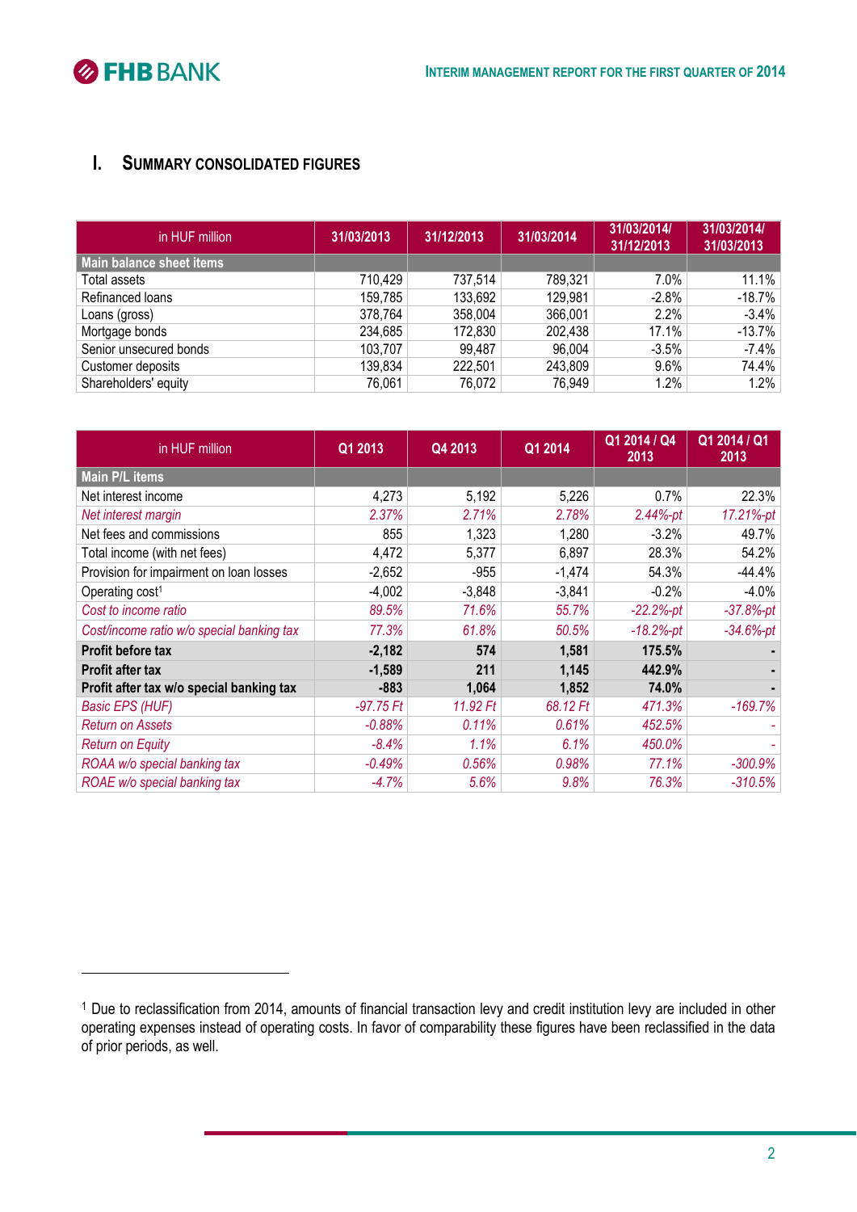# I. Summary consolidated figures

| in HUF million | 31/03/2013 | 31/12/2013 | 31/03/2014 | 31/03/2014/ 31/12/2013 | 31/03/2014/ 31/03/2013 |
|---|---|---|---|---|---|
| **Main balance sheet items** | | | | | |
| Total assets | 710,429 | 737,514 | 789,321 | 7.0% | 11.1% |
| Refinanced loans | 159,785 | 133,692 | 129,981 | -2.8% | -18.7% |
| Loans (gross) | 378,764 | 358,004 | 366,001 | 2.2% | -3.4% |
| Mortgage bonds | 234,685 | 172,830 | 202,438 | 17.1% | -13.7% |
| Senior unsecured bonds | 103,707 | 99,487 | 96,004 | -3.5% | -7.4% |
| Customer deposits | 139,834 | 222,501 | 243,809 | 9.6% | 74.4% |
| Shareholders' equity | 76,061 | 76,072 | 76,949 | 1.2% | 1.2% |

| in HUF million | Q1 2013 | Q4 2013 | Q1 2014 | Q1 2014 / Q4 2013 | Q1 2014 / Q1 2013 |
|---|---|---|---|---|---|
| **Main P/L items** | | | | | |
| Net interest income | 4,273 | 5,192 | 5,226 | 0.7% | 22.3% |
| *Net interest margin* | *2.37%* | *2.71%* | *2.78%* | *2.44%-pt* | *17.21%-pt* |
| Net fees and commissions | 855 | 1,323 | 1,280 | -3.2% | 49.7% |
| Total income (with net fees) | 4,472 | 5,377 | 6,897 | 28.3% | 54.2% |
| Provision for impairment on loan losses | -2,652 | -955 | -1,474 | 54.3% | -44.4% |
| Operating cost[1] | -4,002 | -3,848 | -3,841 | -0.2% | -4.0% |
| *Cost to income ratio* | *89.5%* | *71.6%* | *55.7%* | *-22.2%-pt* | *-37.8%-pt* |
| *Cost/income ratio w/o special banking tax* | *77.3%* | *61.8%* | *50.5%* | *-18.2%-pt* | *-34.6%-pt* |
| **Profit before tax** | **-2,182** | **574** | **1,581** | **175.5%** | **-** |
| **Profit after tax** | **-1,589** | **211** | **1,145** | **442.9%** | **-** |
| **Profit after tax w/o special banking tax** | **-883** | **1,064** | **1,852** | **74.0%** | **-** |
| *Basic EPS (HUF)* | *-97.75 Ft* | *11.92 Ft* | *68.12 Ft* | *471.3%* | *-169.7%* |
| *Return on Assets* | *-0.88%* | *0.11%* | *0.61%* | *452.5%* | *-* |
| *Return on Equity* | *-8.4%* | *1.1%* | *6.1%* | *450.0%* | *-* |
| *ROAA w/o special banking tax* | *-0.49%* | *0.56%* | *0.98%* | *77.1%* | *-300.9%* |
| *ROAE w/o special banking tax* | *-4.7%* | *5.6%* | *9.8%* | *76.3%* | *-310.5%* |

[1] Due to reclassification from 2014, amounts of financial transaction levy and credit institution levy are included in other operating expenses instead of operating costs. In favor of comparability these figures have been reclassified in the data of prior periods, as well.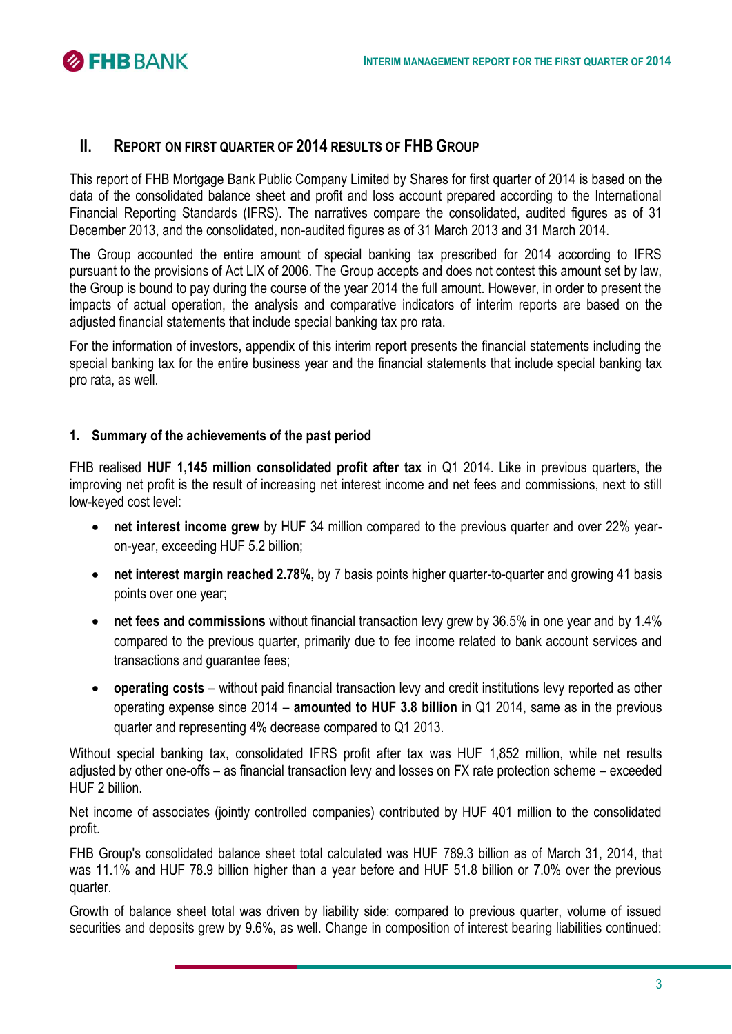## II. REPORT ON FIRST QUARTER OF 2014 RESULTS OF FHB GROUP

This report of FHB Mortgage Bank Public Company Limited by Shares for first quarter of 2014 is based on the data of the consolidated balance sheet and profit and loss account prepared according to the International Financial Reporting Standards (IFRS). The narratives compare the consolidated, audited figures as of 31 December 2013, and the consolidated, non-audited figures as of 31 March 2013 and 31 March 2014.

The Group accounted the entire amount of special banking tax prescribed for 2014 according to IFRS pursuant to the provisions of Act LIX of 2006. The Group accepts and does not contest this amount set by law, the Group is bound to pay during the course of the year 2014 the full amount. However, in order to present the impacts of actual operation, the analysis and comparative indicators of interim reports are based on the adjusted financial statements that include special banking tax pro rata.

For the information of investors, appendix of this interim report presents the financial statements including the special banking tax for the entire business year and the financial statements that include special banking tax pro rata, as well.

### 1. Summary of the achievements of the past period

FHB realised **HUF 1,145 million consolidated profit after tax** in Q1 2014. Like in previous quarters, the improving net profit is the result of increasing net interest income and net fees and commissions, next to still low-keyed cost level:

- **net interest income grew** by HUF 34 million compared to the previous quarter and over 22% year-on-year, exceeding HUF 5.2 billion;
- **net interest margin reached 2.78%,** by 7 basis points higher quarter-to-quarter and growing 41 basis points over one year;
- **net fees and commissions** without financial transaction levy grew by 36.5% in one year and by 1.4% compared to the previous quarter, primarily due to fee income related to bank account services and transactions and guarantee fees;
- **operating costs** – without paid financial transaction levy and credit institutions levy reported as other operating expense since 2014 – **amounted to HUF 3.8 billion** in Q1 2014, same as in the previous quarter and representing 4% decrease compared to Q1 2013.

Without special banking tax, consolidated IFRS profit after tax was HUF 1,852 million, while net results adjusted by other one-offs – as financial transaction levy and losses on FX rate protection scheme – exceeded HUF 2 billion.

Net income of associates (jointly controlled companies) contributed by HUF 401 million to the consolidated profit.

FHB Group's consolidated balance sheet total calculated was HUF 789.3 billion as of March 31, 2014, that was 11.1% and HUF 78.9 billion higher than a year before and HUF 51.8 billion or 7.0% over the previous quarter.

Growth of balance sheet total was driven by liability side: compared to previous quarter, volume of issued securities and deposits grew by 9.6%, as well. Change in composition of interest bearing liabilities continued: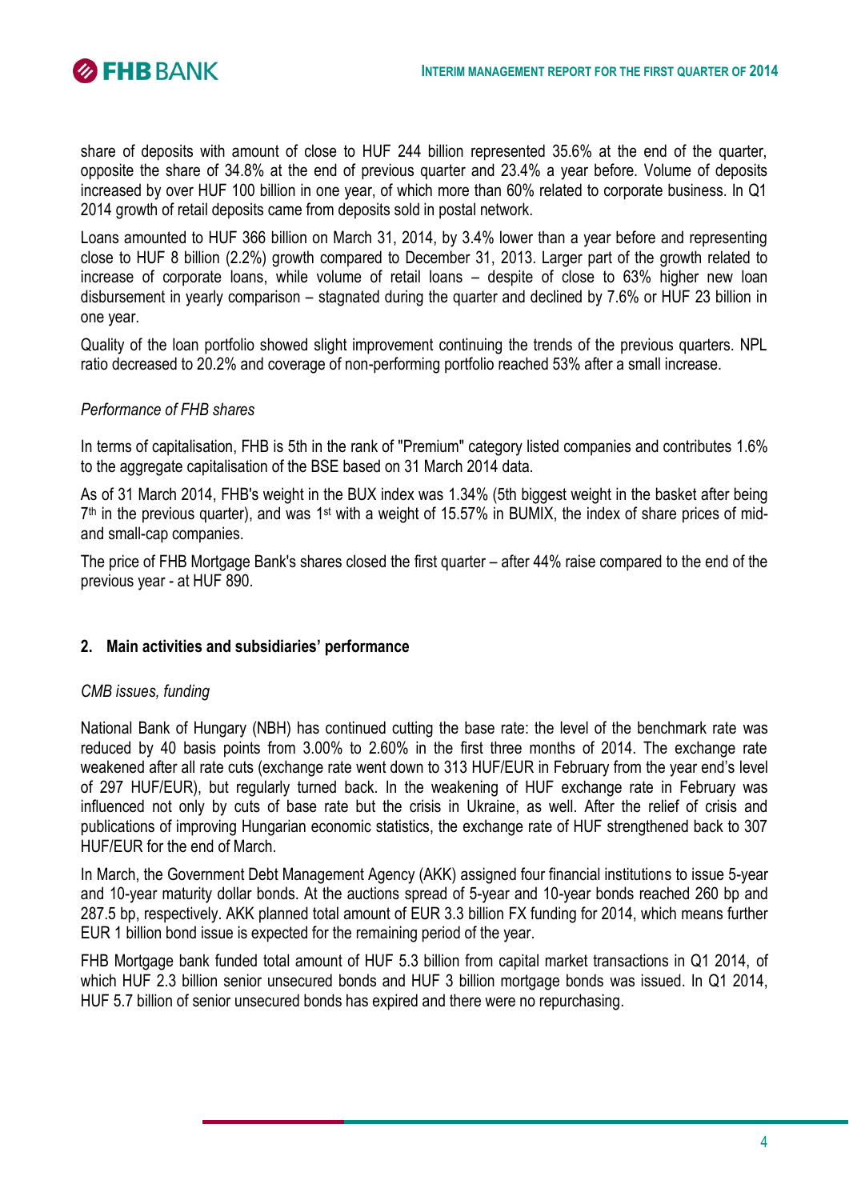share of deposits with amount of close to HUF 244 billion represented 35.6% at the end of the quarter, opposite the share of 34.8% at the end of previous quarter and 23.4% a year before. Volume of deposits increased by over HUF 100 billion in one year, of which more than 60% related to corporate business. In Q1 2014 growth of retail deposits came from deposits sold in postal network.

Loans amounted to HUF 366 billion on March 31, 2014, by 3.4% lower than a year before and representing close to HUF 8 billion (2.2%) growth compared to December 31, 2013. Larger part of the growth related to increase of corporate loans, while volume of retail loans – despite of close to 63% higher new loan disbursement in yearly comparison – stagnated during the quarter and declined by 7.6% or HUF 23 billion in one year.

Quality of the loan portfolio showed slight improvement continuing the trends of the previous quarters. NPL ratio decreased to 20.2% and coverage of non-performing portfolio reached 53% after a small increase.

*Performance of FHB shares*

In terms of capitalisation, FHB is 5th in the rank of "Premium" category listed companies and contributes 1.6% to the aggregate capitalisation of the BSE based on 31 March 2014 data.

As of 31 March 2014, FHB's weight in the BUX index was 1.34% (5th biggest weight in the basket after being 7th in the previous quarter), and was 1st with a weight of 15.57% in BUMIX, the index of share prices of mid- and small-cap companies.

The price of FHB Mortgage Bank's shares closed the first quarter – after 44% raise compared to the end of the previous year - at HUF 890.

## 2. Main activities and subsidiaries' performance

*CMB issues, funding*

National Bank of Hungary (NBH) has continued cutting the base rate: the level of the benchmark rate was reduced by 40 basis points from 3.00% to 2.60% in the first three months of 2014. The exchange rate weakened after all rate cuts (exchange rate went down to 313 HUF/EUR in February from the year end's level of 297 HUF/EUR), but regularly turned back. In the weakening of HUF exchange rate in February was influenced not only by cuts of base rate but the crisis in Ukraine, as well. After the relief of crisis and publications of improving Hungarian economic statistics, the exchange rate of HUF strengthened back to 307 HUF/EUR for the end of March.

In March, the Government Debt Management Agency (AKK) assigned four financial institutions to issue 5-year and 10-year maturity dollar bonds. At the auctions spread of 5-year and 10-year bonds reached 260 bp and 287.5 bp, respectively. AKK planned total amount of EUR 3.3 billion FX funding for 2014, which means further EUR 1 billion bond issue is expected for the remaining period of the year.

FHB Mortgage bank funded total amount of HUF 5.3 billion from capital market transactions in Q1 2014, of which HUF 2.3 billion senior unsecured bonds and HUF 3 billion mortgage bonds was issued. In Q1 2014, HUF 5.7 billion of senior unsecured bonds has expired and there were no repurchasing.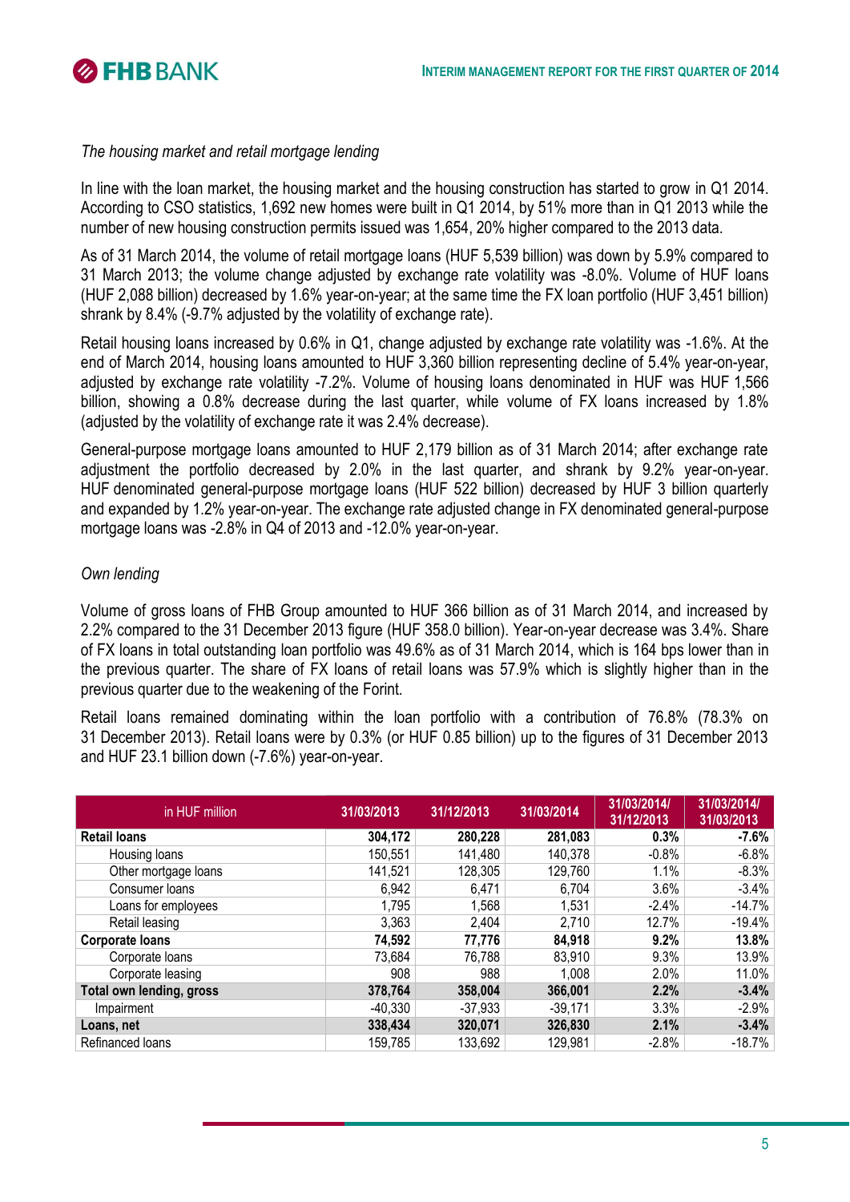*The housing market and retail mortgage lending*

In line with the loan market, the housing market and the housing construction has started to grow in Q1 2014. According to CSO statistics, 1,692 new homes were built in Q1 2014, by 51% more than in Q1 2013 while the number of new housing construction permits issued was 1,654, 20% higher compared to the 2013 data.

As of 31 March 2014, the volume of retail mortgage loans (HUF 5,539 billion) was down by 5.9% compared to 31 March 2013; the volume change adjusted by exchange rate volatility was -8.0%. Volume of HUF loans (HUF 2,088 billion) decreased by 1.6% year-on-year; at the same time the FX loan portfolio (HUF 3,451 billion) shrank by 8.4% (-9.7% adjusted by the volatility of exchange rate).

Retail housing loans increased by 0.6% in Q1, change adjusted by exchange rate volatility was -1.6%. At the end of March 2014, housing loans amounted to HUF 3,360 billion representing decline of 5.4% year-on-year, adjusted by exchange rate volatility -7.2%. Volume of housing loans denominated in HUF was HUF 1,566 billion, showing a 0.8% decrease during the last quarter, while volume of FX loans increased by 1.8% (adjusted by the volatility of exchange rate it was 2.4% decrease).

General-purpose mortgage loans amounted to HUF 2,179 billion as of 31 March 2014; after exchange rate adjustment the portfolio decreased by 2.0% in the last quarter, and shrank by 9.2% year-on-year. HUF denominated general-purpose mortgage loans (HUF 522 billion) decreased by HUF 3 billion quarterly and expanded by 1.2% year-on-year. The exchange rate adjusted change in FX denominated general-purpose mortgage loans was -2.8% in Q4 of 2013 and -12.0% year-on-year.

*Own lending*

Volume of gross loans of FHB Group amounted to HUF 366 billion as of 31 March 2014, and increased by 2.2% compared to the 31 December 2013 figure (HUF 358.0 billion). Year-on-year decrease was 3.4%. Share of FX loans in total outstanding loan portfolio was 49.6% as of 31 March 2014, which is 164 bps lower than in the previous quarter. The share of FX loans of retail loans was 57.9% which is slightly higher than in the previous quarter due to the weakening of the Forint.

Retail loans remained dominating within the loan portfolio with a contribution of 76.8% (78.3% on 31 December 2013). Retail loans were by 0.3% (or HUF 0.85 billion) up to the figures of 31 December 2013 and HUF 23.1 billion down (-7.6%) year-on-year.

| in HUF million | 31/03/2013 | 31/12/2013 | 31/03/2014 | 31/03/2014/ 31/12/2013 | 31/03/2014/ 31/03/2013 |
|---|---|---|---|---|---|
| **Retail loans** | **304,172** | **280,228** | **281,083** | **0.3%** | **-7.6%** |
| Housing loans | 150,551 | 141,480 | 140,378 | -0.8% | -6.8% |
| Other mortgage loans | 141,521 | 128,305 | 129,760 | 1.1% | -8.3% |
| Consumer loans | 6,942 | 6,471 | 6,704 | 3.6% | -3.4% |
| Loans for employees | 1,795 | 1,568 | 1,531 | -2.4% | -14.7% |
| Retail leasing | 3,363 | 2,404 | 2,710 | 12.7% | -19.4% |
| **Corporate loans** | **74,592** | **77,776** | **84,918** | **9.2%** | **13.8%** |
| Corporate loans | 73,684 | 76,788 | 83,910 | 9.3% | 13.9% |
| Corporate leasing | 908 | 988 | 1,008 | 2.0% | 11.0% |
| **Total own lending, gross** | **378,764** | **358,004** | **366,001** | **2.2%** | **-3.4%** |
| Impairment | -40,330 | -37,933 | -39,171 | 3.3% | -2.9% |
| **Loans, net** | **338,434** | **320,071** | **326,830** | **2.1%** | **-3.4%** |
| Refinanced loans | 159,785 | 133,692 | 129,981 | -2.8% | -18.7% |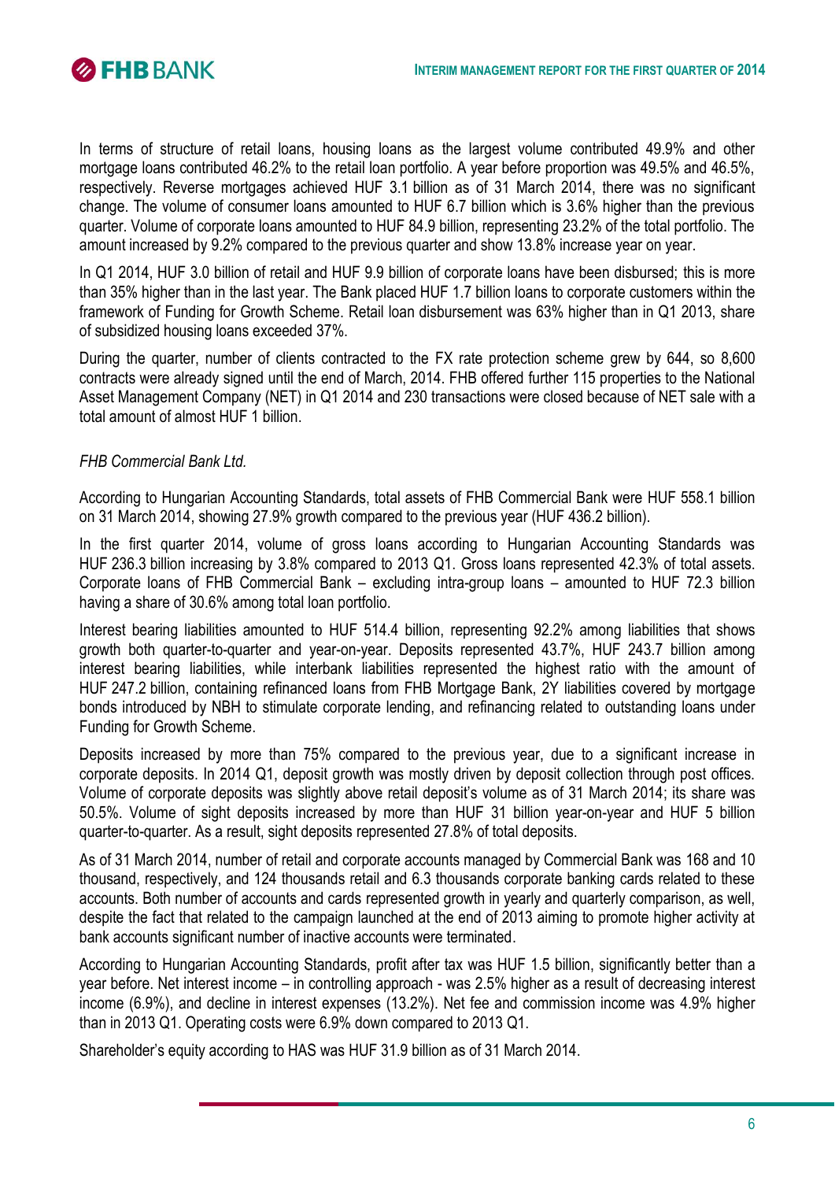In terms of structure of retail loans, housing loans as the largest volume contributed 49.9% and other mortgage loans contributed 46.2% to the retail loan portfolio. A year before proportion was 49.5% and 46.5%, respectively. Reverse mortgages achieved HUF 3.1 billion as of 31 March 2014, there was no significant change. The volume of consumer loans amounted to HUF 6.7 billion which is 3.6% higher than the previous quarter. Volume of corporate loans amounted to HUF 84.9 billion, representing 23.2% of the total portfolio. The amount increased by 9.2% compared to the previous quarter and show 13.8% increase year on year.

In Q1 2014, HUF 3.0 billion of retail and HUF 9.9 billion of corporate loans have been disbursed; this is more than 35% higher than in the last year. The Bank placed HUF 1.7 billion loans to corporate customers within the framework of Funding for Growth Scheme. Retail loan disbursement was 63% higher than in Q1 2013, share of subsidized housing loans exceeded 37%.

During the quarter, number of clients contracted to the FX rate protection scheme grew by 644, so 8,600 contracts were already signed until the end of March, 2014. FHB offered further 115 properties to the National Asset Management Company (NET) in Q1 2014 and 230 transactions were closed because of NET sale with a total amount of almost HUF 1 billion.

*FHB Commercial Bank Ltd.*

According to Hungarian Accounting Standards, total assets of FHB Commercial Bank were HUF 558.1 billion on 31 March 2014, showing 27.9% growth compared to the previous year (HUF 436.2 billion).

In the first quarter 2014, volume of gross loans according to Hungarian Accounting Standards was HUF 236.3 billion increasing by 3.8% compared to 2013 Q1. Gross loans represented 42.3% of total assets. Corporate loans of FHB Commercial Bank – excluding intra-group loans – amounted to HUF 72.3 billion having a share of 30.6% among total loan portfolio.

Interest bearing liabilities amounted to HUF 514.4 billion, representing 92.2% among liabilities that shows growth both quarter-to-quarter and year-on-year. Deposits represented 43.7%, HUF 243.7 billion among interest bearing liabilities, while interbank liabilities represented the highest ratio with the amount of HUF 247.2 billion, containing refinanced loans from FHB Mortgage Bank, 2Y liabilities covered by mortgage bonds introduced by NBH to stimulate corporate lending, and refinancing related to outstanding loans under Funding for Growth Scheme.

Deposits increased by more than 75% compared to the previous year, due to a significant increase in corporate deposits. In 2014 Q1, deposit growth was mostly driven by deposit collection through post offices. Volume of corporate deposits was slightly above retail deposit's volume as of 31 March 2014; its share was 50.5%. Volume of sight deposits increased by more than HUF 31 billion year-on-year and HUF 5 billion quarter-to-quarter. As a result, sight deposits represented 27.8% of total deposits.

As of 31 March 2014, number of retail and corporate accounts managed by Commercial Bank was 168 and 10 thousand, respectively, and 124 thousands retail and 6.3 thousands corporate banking cards related to these accounts. Both number of accounts and cards represented growth in yearly and quarterly comparison, as well, despite the fact that related to the campaign launched at the end of 2013 aiming to promote higher activity at bank accounts significant number of inactive accounts were terminated.

According to Hungarian Accounting Standards, profit after tax was HUF 1.5 billion, significantly better than a year before. Net interest income – in controlling approach - was 2.5% higher as a result of decreasing interest income (6.9%), and decline in interest expenses (13.2%). Net fee and commission income was 4.9% higher than in 2013 Q1. Operating costs were 6.9% down compared to 2013 Q1.

Shareholder's equity according to HAS was HUF 31.9 billion as of 31 March 2014.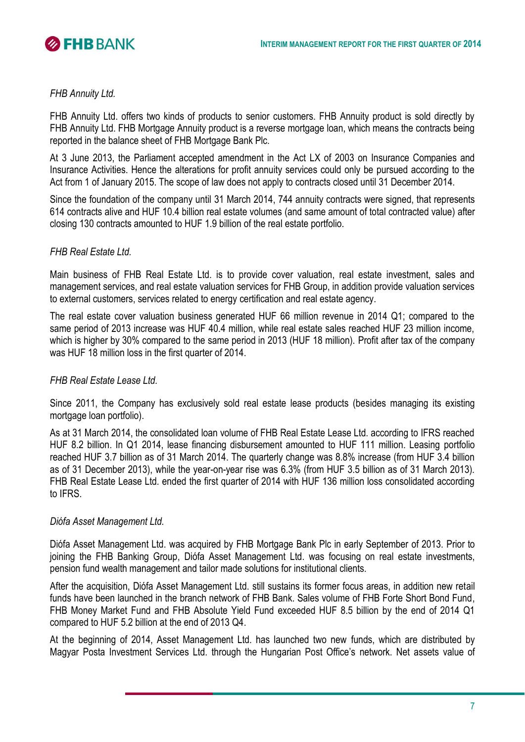*FHB Annuity Ltd.*

FHB Annuity Ltd. offers two kinds of products to senior customers. FHB Annuity product is sold directly by FHB Annuity Ltd. FHB Mortgage Annuity product is a reverse mortgage loan, which means the contracts being reported in the balance sheet of FHB Mortgage Bank Plc.

At 3 June 2013, the Parliament accepted amendment in the Act LX of 2003 on Insurance Companies and Insurance Activities. Hence the alterations for profit annuity services could only be pursued according to the Act from 1 of January 2015. The scope of law does not apply to contracts closed until 31 December 2014.

Since the foundation of the company until 31 March 2014, 744 annuity contracts were signed, that represents 614 contracts alive and HUF 10.4 billion real estate volumes (and same amount of total contracted value) after closing 130 contracts amounted to HUF 1.9 billion of the real estate portfolio.

*FHB Real Estate Ltd.*

Main business of FHB Real Estate Ltd. is to provide cover valuation, real estate investment, sales and management services, and real estate valuation services for FHB Group, in addition provide valuation services to external customers, services related to energy certification and real estate agency.

The real estate cover valuation business generated HUF 66 million revenue in 2014 Q1; compared to the same period of 2013 increase was HUF 40.4 million, while real estate sales reached HUF 23 million income, which is higher by 30% compared to the same period in 2013 (HUF 18 million). Profit after tax of the company was HUF 18 million loss in the first quarter of 2014.

*FHB Real Estate Lease Ltd.*

Since 2011, the Company has exclusively sold real estate lease products (besides managing its existing mortgage loan portfolio).

As at 31 March 2014, the consolidated loan volume of FHB Real Estate Lease Ltd. according to IFRS reached HUF 8.2 billion. In Q1 2014, lease financing disbursement amounted to HUF 111 million. Leasing portfolio reached HUF 3.7 billion as of 31 March 2014. The quarterly change was 8.8% increase (from HUF 3.4 billion as of 31 December 2013), while the year-on-year rise was 6.3% (from HUF 3.5 billion as of 31 March 2013). FHB Real Estate Lease Ltd. ended the first quarter of 2014 with HUF 136 million loss consolidated according to IFRS.

*Diófa Asset Management Ltd.*

Diófa Asset Management Ltd. was acquired by FHB Mortgage Bank Plc in early September of 2013. Prior to joining the FHB Banking Group, Diófa Asset Management Ltd. was focusing on real estate investments, pension fund wealth management and tailor made solutions for institutional clients.

After the acquisition, Diófa Asset Management Ltd. still sustains its former focus areas, in addition new retail funds have been launched in the branch network of FHB Bank. Sales volume of FHB Forte Short Bond Fund, FHB Money Market Fund and FHB Absolute Yield Fund exceeded HUF 8.5 billion by the end of 2014 Q1 compared to HUF 5.2 billion at the end of 2013 Q4.

At the beginning of 2014, Asset Management Ltd. has launched two new funds, which are distributed by Magyar Posta Investment Services Ltd. through the Hungarian Post Office's network. Net assets value of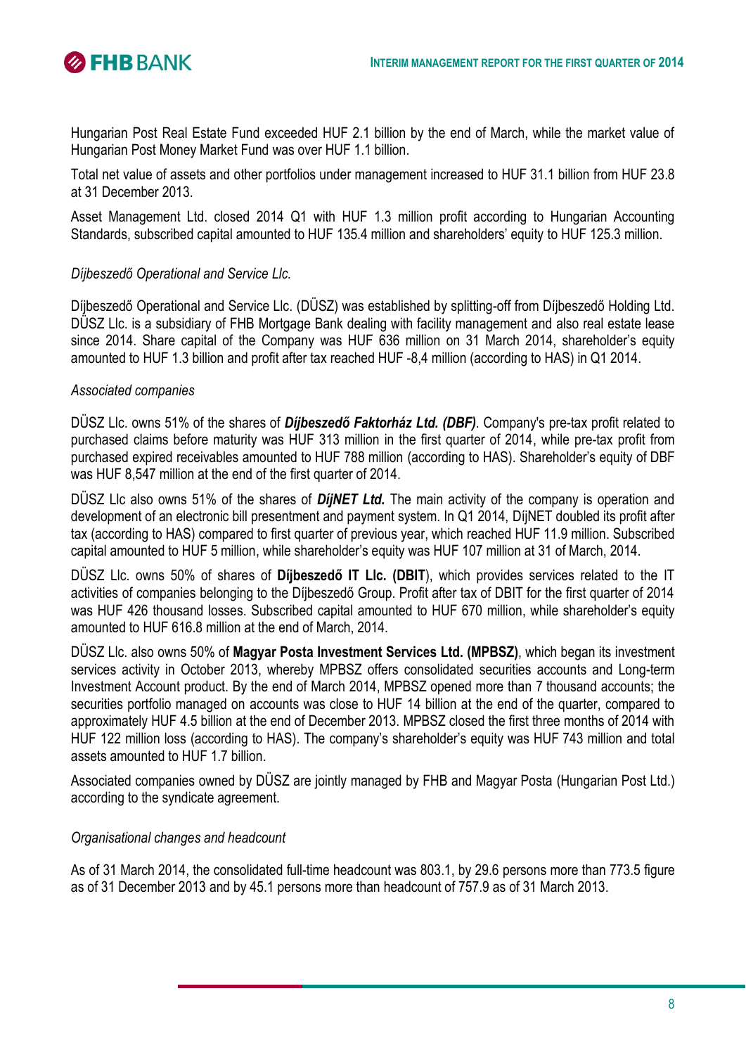Hungarian Post Real Estate Fund exceeded HUF 2.1 billion by the end of March, while the market value of Hungarian Post Money Market Fund was over HUF 1.1 billion.

Total net value of assets and other portfolios under management increased to HUF 31.1 billion from HUF 23.8 at 31 December 2013.

Asset Management Ltd. closed 2014 Q1 with HUF 1.3 million profit according to Hungarian Accounting Standards, subscribed capital amounted to HUF 135.4 million and shareholders' equity to HUF 125.3 million.

*Díjbeszedő Operational and Service Llc.*

Díjbeszedő Operational and Service Llc. (DÜSZ) was established by splitting-off from Díjbeszedő Holding Ltd. DÜSZ Llc. is a subsidiary of FHB Mortgage Bank dealing with facility management and also real estate lease since 2014. Share capital of the Company was HUF 636 million on 31 March 2014, shareholder's equity amounted to HUF 1.3 billion and profit after tax reached HUF -8,4 million (according to HAS) in Q1 2014.

*Associated companies*

DÜSZ Llc. owns 51% of the shares of ***Díjbeszedő Faktorház Ltd. (DBF)***. Company's pre-tax profit related to purchased claims before maturity was HUF 313 million in the first quarter of 2014, while pre-tax profit from purchased expired receivables amounted to HUF 788 million (according to HAS). Shareholder's equity of DBF was HUF 8,547 million at the end of the first quarter of 2014.

DÜSZ Llc also owns 51% of the shares of ***DíjNET Ltd.*** The main activity of the company is operation and development of an electronic bill presentment and payment system. In Q1 2014, DíjNET doubled its profit after tax (according to HAS) compared to first quarter of previous year, which reached HUF 11.9 million. Subscribed capital amounted to HUF 5 million, while shareholder's equity was HUF 107 million at 31 of March, 2014.

DÜSZ Llc. owns 50% of shares of **Díjbeszedő IT Llc. (DBIT**), which provides services related to the IT activities of companies belonging to the Díjbeszedő Group. Profit after tax of DBIT for the first quarter of 2014 was HUF 426 thousand losses. Subscribed capital amounted to HUF 670 million, while shareholder's equity amounted to HUF 616.8 million at the end of March, 2014.

DÜSZ Llc. also owns 50% of **Magyar Posta Investment Services Ltd. (MPBSZ)**, which began its investment services activity in October 2013, whereby MPBSZ offers consolidated securities accounts and Long-term Investment Account product. By the end of March 2014, MPBSZ opened more than 7 thousand accounts; the securities portfolio managed on accounts was close to HUF 14 billion at the end of the quarter, compared to approximately HUF 4.5 billion at the end of December 2013. MPBSZ closed the first three months of 2014 with HUF 122 million loss (according to HAS). The company's shareholder's equity was HUF 743 million and total assets amounted to HUF 1.7 billion.

Associated companies owned by DÜSZ are jointly managed by FHB and Magyar Posta (Hungarian Post Ltd.) according to the syndicate agreement.

*Organisational changes and headcount*

As of 31 March 2014, the consolidated full-time headcount was 803.1, by 29.6 persons more than 773.5 figure as of 31 December 2013 and by 45.1 persons more than headcount of 757.9 as of 31 March 2013.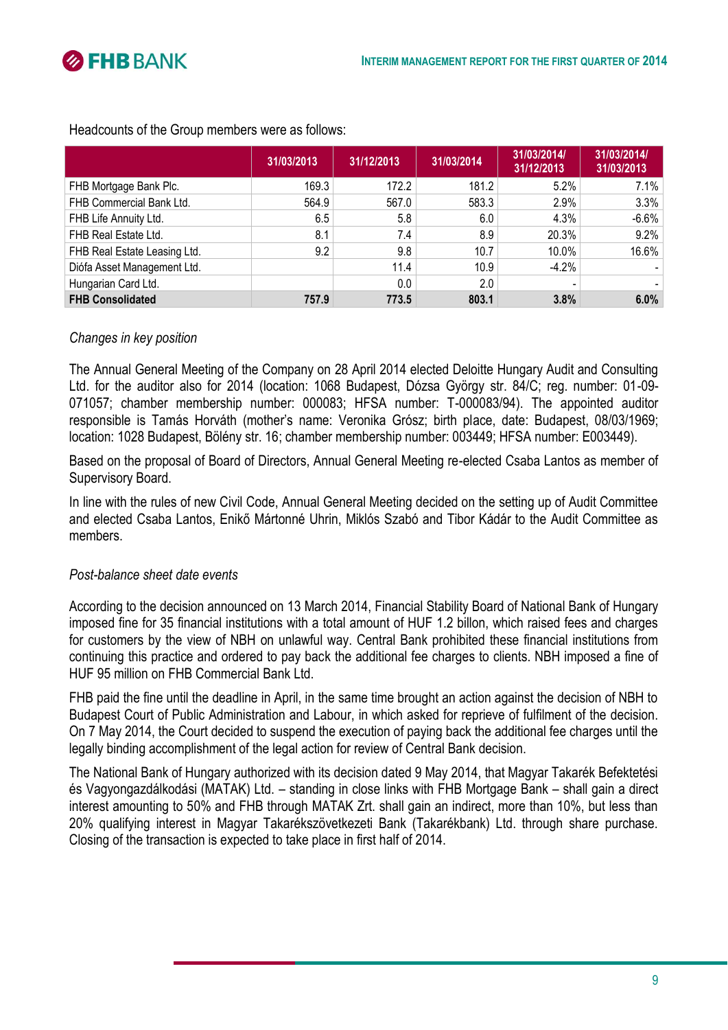Headcounts of the Group members were as follows:

| | 31/03/2013 | 31/12/2013 | 31/03/2014 | 31/03/2014/ 31/12/2013 | 31/03/2014/ 31/03/2013 |
|---|---|---|---|---|---|
| FHB Mortgage Bank Plc. | 169.3 | 172.2 | 181.2 | 5.2% | 7.1% |
| FHB Commercial Bank Ltd. | 564.9 | 567.0 | 583.3 | 2.9% | 3.3% |
| FHB Life Annuity Ltd. | 6.5 | 5.8 | 6.0 | 4.3% | -6.6% |
| FHB Real Estate Ltd. | 8.1 | 7.4 | 8.9 | 20.3% | 9.2% |
| FHB Real Estate Leasing Ltd. | 9.2 | 9.8 | 10.7 | 10.0% | 16.6% |
| Diófa Asset Management Ltd. | | 11.4 | 10.9 | -4.2% | - |
| Hungarian Card Ltd. | | 0.0 | 2.0 | - | - |
| **FHB Consolidated** | **757.9** | **773.5** | **803.1** | **3.8%** | **6.0%** |

*Changes in key position*

The Annual General Meeting of the Company on 28 April 2014 elected Deloitte Hungary Audit and Consulting Ltd. for the auditor also for 2014 (location: 1068 Budapest, Dózsa György str. 84/C; reg. number: 01-09-071057; chamber membership number: 000083; HFSA number: T-000083/94). The appointed auditor responsible is Tamás Horváth (mother's name: Veronika Grósz; birth place, date: Budapest, 08/03/1969; location: 1028 Budapest, Bölény str. 16; chamber membership number: 003449; HFSA number: E003449).

Based on the proposal of Board of Directors, Annual General Meeting re-elected Csaba Lantos as member of Supervisory Board.

In line with the rules of new Civil Code, Annual General Meeting decided on the setting up of Audit Committee and elected Csaba Lantos, Enikő Mártonné Uhrin, Miklós Szabó and Tibor Kádár to the Audit Committee as members.

*Post-balance sheet date events*

According to the decision announced on 13 March 2014, Financial Stability Board of National Bank of Hungary imposed fine for 35 financial institutions with a total amount of HUF 1.2 billon, which raised fees and charges for customers by the view of NBH on unlawful way. Central Bank prohibited these financial institutions from continuing this practice and ordered to pay back the additional fee charges to clients. NBH imposed a fine of HUF 95 million on FHB Commercial Bank Ltd.

FHB paid the fine until the deadline in April, in the same time brought an action against the decision of NBH to Budapest Court of Public Administration and Labour, in which asked for reprieve of fulfilment of the decision. On 7 May 2014, the Court decided to suspend the execution of paying back the additional fee charges until the legally binding accomplishment of the legal action for review of Central Bank decision.

The National Bank of Hungary authorized with its decision dated 9 May 2014, that Magyar Takarék Befektetési és Vagyongazdálkodási (MATAK) Ltd. – standing in close links with FHB Mortgage Bank – shall gain a direct interest amounting to 50% and FHB through MATAK Zrt. shall gain an indirect, more than 10%, but less than 20% qualifying interest in Magyar Takarékszövetkezeti Bank (Takarékbank) Ltd. through share purchase. Closing of the transaction is expected to take place in first half of 2014.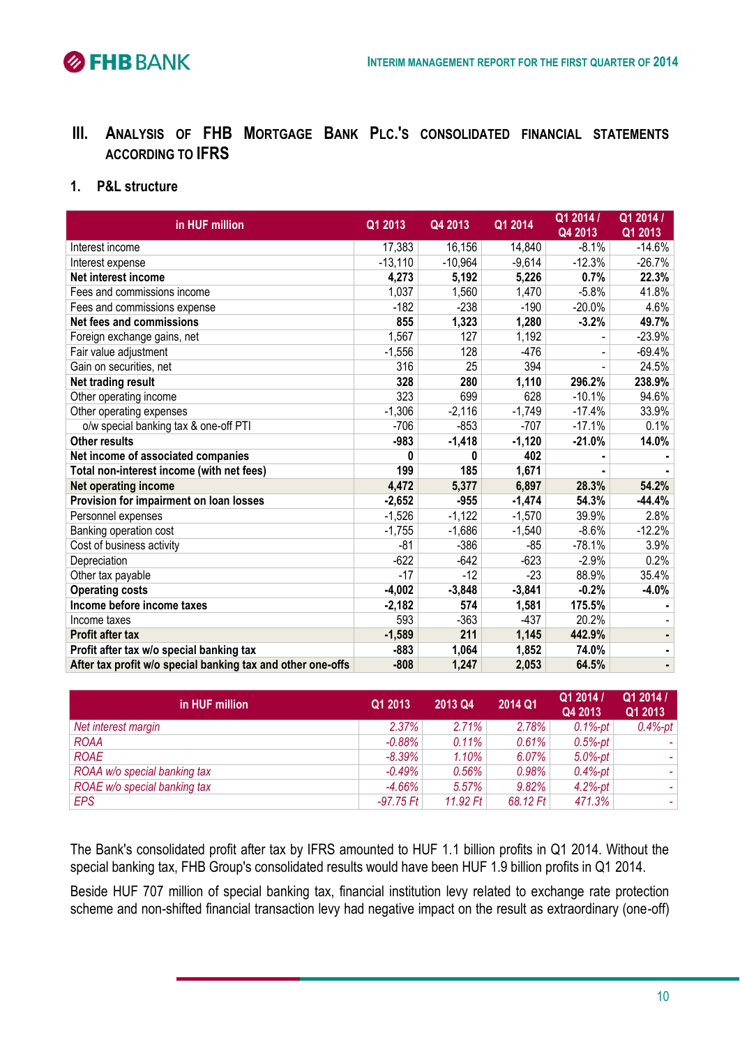## III. Analysis of FHB Mortgage Bank Plc.'s consolidated financial statements according to IFRS

### 1. P&L structure

| in HUF million | Q1 2013 | Q4 2013 | Q1 2014 | Q1 2014 / Q4 2013 | Q1 2014 / Q1 2013 |
|---|---|---|---|---|---|
| Interest income | 17,383 | 16,156 | 14,840 | -8.1% | -14.6% |
| Interest expense | -13,110 | -10,964 | -9,614 | -12.3% | -26.7% |
| **Net interest income** | **4,273** | **5,192** | **5,226** | **0.7%** | **22.3%** |
| Fees and commissions income | 1,037 | 1,560 | 1,470 | -5.8% | 41.8% |
| Fees and commissions expense | -182 | -238 | -190 | -20.0% | 4.6% |
| **Net fees and commissions** | **855** | **1,323** | **1,280** | **-3.2%** | **49.7%** |
| Foreign exchange gains, net | 1,567 | 127 | 1,192 | - | -23.9% |
| Fair value adjustment | -1,556 | 128 | -476 | - | -69.4% |
| Gain on securities, net | 316 | 25 | 394 | - | 24.5% |
| **Net trading result** | **328** | **280** | **1,110** | **296.2%** | **238.9%** |
| Other operating income | 323 | 699 | 628 | -10.1% | 94.6% |
| Other operating expenses | -1,306 | -2,116 | -1,749 | -17.4% | 33.9% |
| o/w special banking tax & one-off PTI | -706 | -853 | -707 | -17.1% | 0.1% |
| **Other results** | **-983** | **-1,418** | **-1,120** | **-21.0%** | **14.0%** |
| **Net income of associated companies** | **0** | **0** | **402** | **-** | **-** |
| **Total non-interest income (with net fees)** | **199** | **185** | **1,671** | **-** | **-** |
| **Net operating income** | **4,472** | **5,377** | **6,897** | **28.3%** | **54.2%** |
| **Provision for impairment on loan losses** | **-2,652** | **-955** | **-1,474** | **54.3%** | **-44.4%** |
| Personnel expenses | -1,526 | -1,122 | -1,570 | 39.9% | 2.8% |
| Banking operation cost | -1,755 | -1,686 | -1,540 | -8.6% | -12.2% |
| Cost of business activity | -81 | -386 | -85 | -78.1% | 3.9% |
| Depreciation | -622 | -642 | -623 | -2.9% | 0.2% |
| Other tax payable | -17 | -12 | -23 | 88.9% | 35.4% |
| **Operating costs** | **-4,002** | **-3,848** | **-3,841** | **-0.2%** | **-4.0%** |
| **Income before income taxes** | **-2,182** | **574** | **1,581** | **175.5%** | **-** |
| Income taxes | 593 | -363 | -437 | 20.2% | - |
| **Profit after tax** | **-1,589** | **211** | **1,145** | **442.9%** | **-** |
| **Profit after tax w/o special banking tax** | **-883** | **1,064** | **1,852** | **74.0%** | **-** |
| **After tax profit w/o special banking tax and other one-offs** | **-808** | **1,247** | **2,053** | **64.5%** | **-** |

| in HUF million | Q1 2013 | 2013 Q4 | 2014 Q1 | Q1 2014 / Q4 2013 | Q1 2014 / Q1 2013 |
|---|---|---|---|---|---|
| *Net interest margin* | *2.37%* | *2.71%* | *2.78%* | *0.1%-pt* | *0.4%-pt* |
| *ROAA* | *-0.88%* | *0.11%* | *0.61%* | *0.5%-pt* | *-* |
| *ROAE* | *-8.39%* | *1.10%* | *6.07%* | *5.0%-pt* | *-* |
| *ROAA w/o special banking tax* | *-0.49%* | *0.56%* | *0.98%* | *0.4%-pt* | *-* |
| *ROAE w/o special banking tax* | *-4.66%* | *5.57%* | *9.82%* | *4.2%-pt* | *-* |
| *EPS* | *-97.75 Ft* | *11.92 Ft* | *68.12 Ft* | *471.3%* | *-* |

The Bank's consolidated profit after tax by IFRS amounted to HUF 1.1 billion profits in Q1 2014. Without the special banking tax, FHB Group's consolidated results would have been HUF 1.9 billion profits in Q1 2014.

Beside HUF 707 million of special banking tax, financial institution levy related to exchange rate protection scheme and non-shifted financial transaction levy had negative impact on the result as extraordinary (one-off)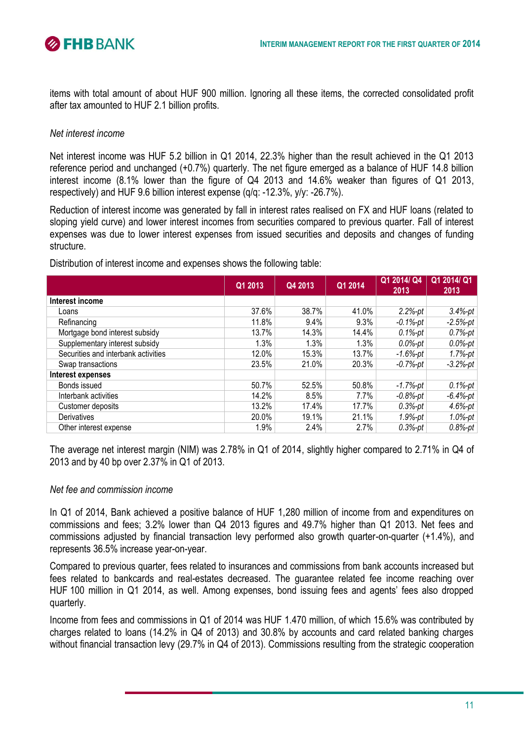items with total amount of about HUF 900 million. Ignoring all these items, the corrected consolidated profit after tax amounted to HUF 2.1 billion profits.

*Net interest income*

Net interest income was HUF 5.2 billion in Q1 2014, 22.3% higher than the result achieved in the Q1 2013 reference period and unchanged (+0.7%) quarterly. The net figure emerged as a balance of HUF 14.8 billion interest income (8.1% lower than the figure of Q4 2013 and 14.6% weaker than figures of Q1 2013, respectively) and HUF 9.6 billion interest expense (q/q: -12.3%, y/y: -26.7%).

Reduction of interest income was generated by fall in interest rates realised on FX and HUF loans (related to sloping yield curve) and lower interest incomes from securities compared to previous quarter. Fall of interest expenses was due to lower interest expenses from issued securities and deposits and changes of funding structure.

Distribution of interest income and expenses shows the following table:

| | Q1 2013 | Q4 2013 | Q1 2014 | Q1 2014/ Q4 2013 | Q1 2014/ Q1 2013 |
|---|---|---|---|---|---|
| **Interest income** | | | | | |
| Loans | 37.6% | 38.7% | 41.0% | *2.2%-pt* | *3.4%-pt* |
| Refinancing | 11.8% | 9.4% | 9.3% | *-0.1%-pt* | *-2.5%-pt* |
| Mortgage bond interest subsidy | 13.7% | 14.3% | 14.4% | *0.1%-pt* | *0.7%-pt* |
| Supplementary interest subsidy | 1.3% | 1.3% | 1.3% | *0.0%-pt* | *0.0%-pt* |
| Securities and interbank activities | 12.0% | 15.3% | 13.7% | *-1.6%-pt* | *1.7%-pt* |
| Swap transactions | 23.5% | 21.0% | 20.3% | *-0.7%-pt* | *-3.2%-pt* |
| **Interest expenses** | | | | | |
| Bonds issued | 50.7% | 52.5% | 50.8% | *-1.7%-pt* | *0.1%-pt* |
| Interbank activities | 14.2% | 8.5% | 7.7% | *-0.8%-pt* | *-6.4%-pt* |
| Customer deposits | 13.2% | 17.4% | 17.7% | *0.3%-pt* | *4.6%-pt* |
| Derivatives | 20.0% | 19.1% | 21.1% | *1.9%-pt* | *1.0%-pt* |
| Other interest expense | 1.9% | 2.4% | 2.7% | *0.3%-pt* | *0.8%-pt* |

The average net interest margin (NIM) was 2.78% in Q1 of 2014, slightly higher compared to 2.71% in Q4 of 2013 and by 40 bp over 2.37% in Q1 of 2013.

*Net fee and commission income*

In Q1 of 2014, Bank achieved a positive balance of HUF 1,280 million of income from and expenditures on commissions and fees; 3.2% lower than Q4 2013 figures and 49.7% higher than Q1 2013. Net fees and commissions adjusted by financial transaction levy performed also growth quarter-on-quarter (+1.4%), and represents 36.5% increase year-on-year.

Compared to previous quarter, fees related to insurances and commissions from bank accounts increased but fees related to bankcards and real-estates decreased. The guarantee related fee income reaching over HUF 100 million in Q1 2014, as well. Among expenses, bond issuing fees and agents' fees also dropped quarterly.

Income from fees and commissions in Q1 of 2014 was HUF 1.470 million, of which 15.6% was contributed by charges related to loans (14.2% in Q4 of 2013) and 30.8% by accounts and card related banking charges without financial transaction levy (29.7% in Q4 of 2013). Commissions resulting from the strategic cooperation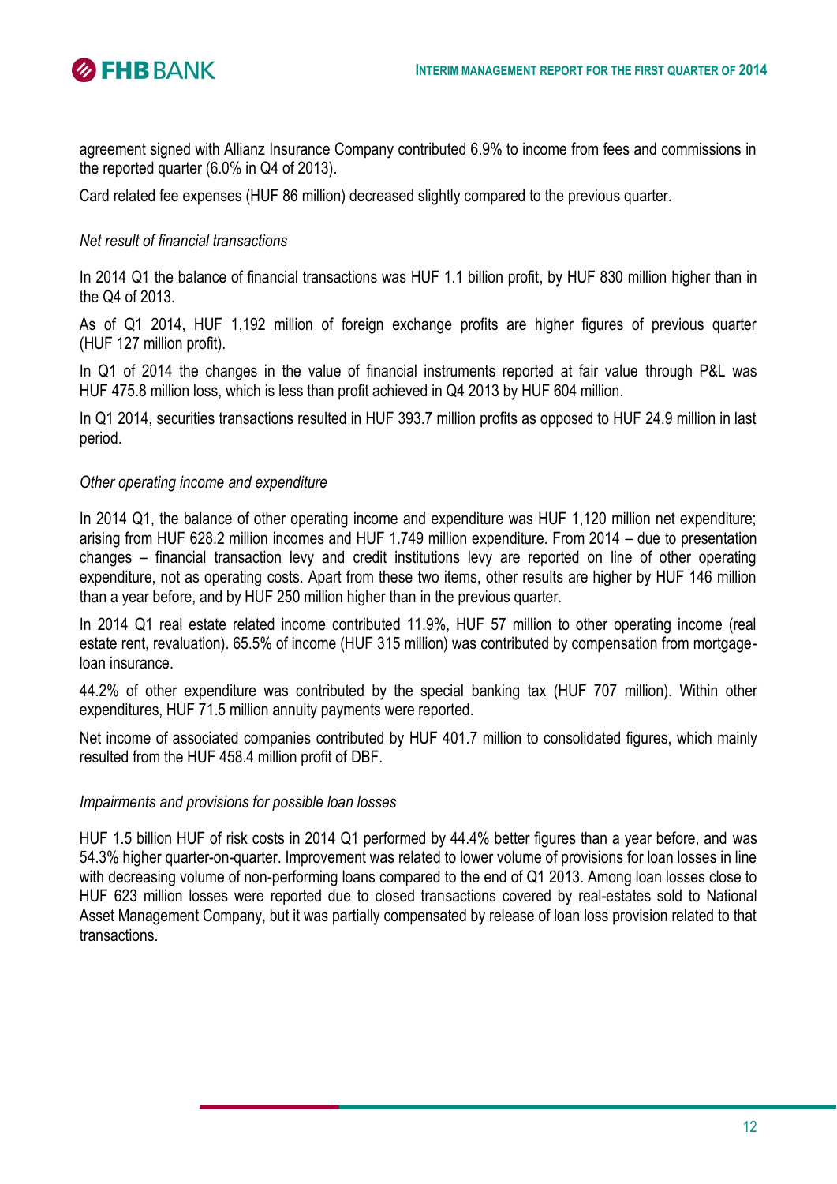agreement signed with Allianz Insurance Company contributed 6.9% to income from fees and commissions in the reported quarter (6.0% in Q4 of 2013).

Card related fee expenses (HUF 86 million) decreased slightly compared to the previous quarter.

*Net result of financial transactions*

In 2014 Q1 the balance of financial transactions was HUF 1.1 billion profit, by HUF 830 million higher than in the Q4 of 2013.

As of Q1 2014, HUF 1,192 million of foreign exchange profits are higher figures of previous quarter (HUF 127 million profit).

In Q1 of 2014 the changes in the value of financial instruments reported at fair value through P&L was HUF 475.8 million loss, which is less than profit achieved in Q4 2013 by HUF 604 million.

In Q1 2014, securities transactions resulted in HUF 393.7 million profits as opposed to HUF 24.9 million in last period.

*Other operating income and expenditure*

In 2014 Q1, the balance of other operating income and expenditure was HUF 1,120 million net expenditure; arising from HUF 628.2 million incomes and HUF 1.749 million expenditure. From 2014 – due to presentation changes – financial transaction levy and credit institutions levy are reported on line of other operating expenditure, not as operating costs. Apart from these two items, other results are higher by HUF 146 million than a year before, and by HUF 250 million higher than in the previous quarter.

In 2014 Q1 real estate related income contributed 11.9%, HUF 57 million to other operating income (real estate rent, revaluation). 65.5% of income (HUF 315 million) was contributed by compensation from mortgage-loan insurance.

44.2% of other expenditure was contributed by the special banking tax (HUF 707 million). Within other expenditures, HUF 71.5 million annuity payments were reported.

Net income of associated companies contributed by HUF 401.7 million to consolidated figures, which mainly resulted from the HUF 458.4 million profit of DBF.

*Impairments and provisions for possible loan losses*

HUF 1.5 billion HUF of risk costs in 2014 Q1 performed by 44.4% better figures than a year before, and was 54.3% higher quarter-on-quarter. Improvement was related to lower volume of provisions for loan losses in line with decreasing volume of non-performing loans compared to the end of Q1 2013. Among loan losses close to HUF 623 million losses were reported due to closed transactions covered by real-estates sold to National Asset Management Company, but it was partially compensated by release of loan loss provision related to that transactions.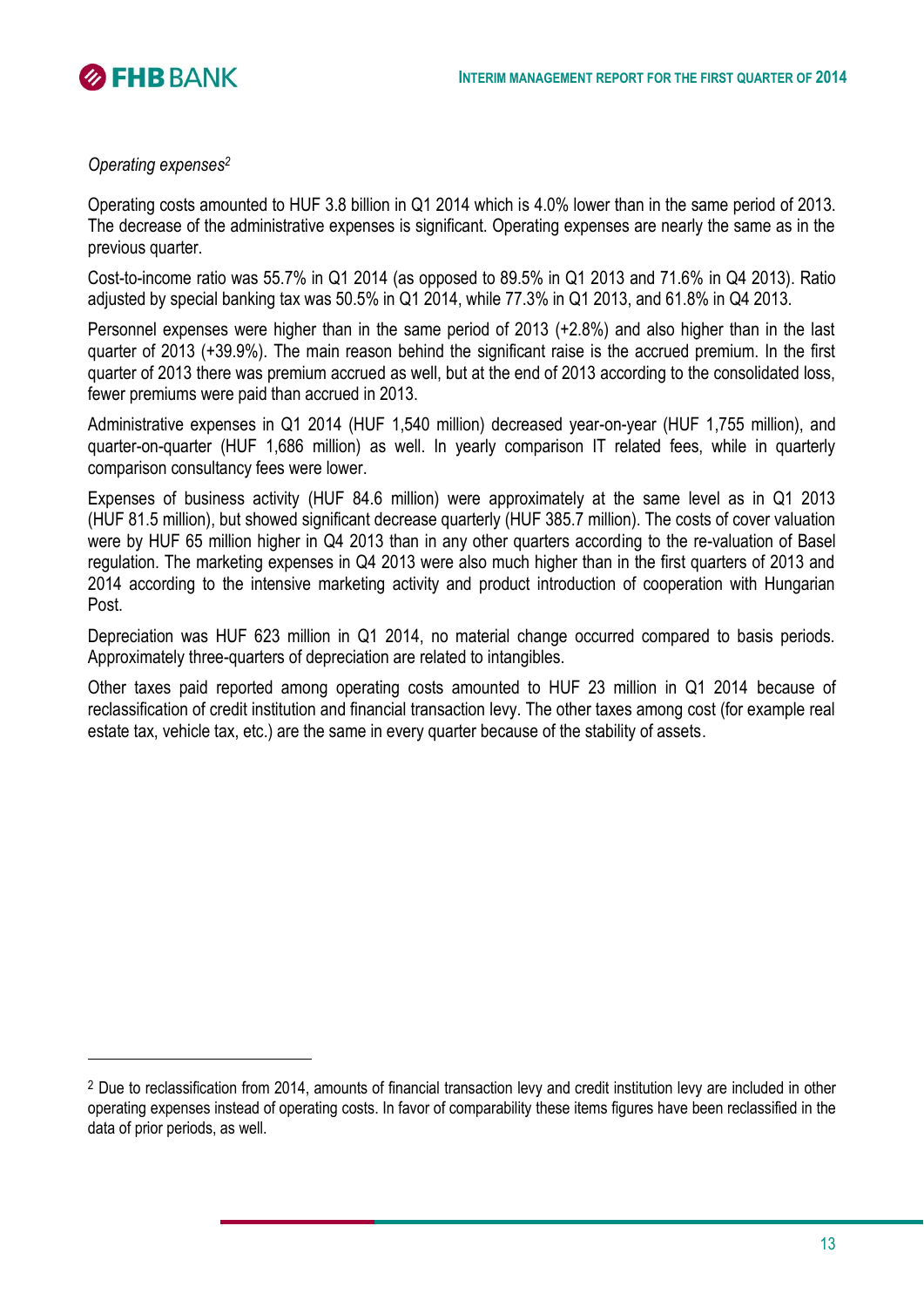*Operating expenses*[2]

Operating costs amounted to HUF 3.8 billion in Q1 2014 which is 4.0% lower than in the same period of 2013. The decrease of the administrative expenses is significant. Operating expenses are nearly the same as in the previous quarter.

Cost-to-income ratio was 55.7% in Q1 2014 (as opposed to 89.5% in Q1 2013 and 71.6% in Q4 2013). Ratio adjusted by special banking tax was 50.5% in Q1 2014, while 77.3% in Q1 2013, and 61.8% in Q4 2013.

Personnel expenses were higher than in the same period of 2013 (+2.8%) and also higher than in the last quarter of 2013 (+39.9%). The main reason behind the significant raise is the accrued premium. In the first quarter of 2013 there was premium accrued as well, but at the end of 2013 according to the consolidated loss, fewer premiums were paid than accrued in 2013.

Administrative expenses in Q1 2014 (HUF 1,540 million) decreased year-on-year (HUF 1,755 million), and quarter-on-quarter (HUF 1,686 million) as well. In yearly comparison IT related fees, while in quarterly comparison consultancy fees were lower.

Expenses of business activity (HUF 84.6 million) were approximately at the same level as in Q1 2013 (HUF 81.5 million), but showed significant decrease quarterly (HUF 385.7 million). The costs of cover valuation were by HUF 65 million higher in Q4 2013 than in any other quarters according to the re-valuation of Basel regulation. The marketing expenses in Q4 2013 were also much higher than in the first quarters of 2013 and 2014 according to the intensive marketing activity and product introduction of cooperation with Hungarian Post.

Depreciation was HUF 623 million in Q1 2014, no material change occurred compared to basis periods. Approximately three-quarters of depreciation are related to intangibles.

Other taxes paid reported among operating costs amounted to HUF 23 million in Q1 2014 because of reclassification of credit institution and financial transaction levy. The other taxes among cost (for example real estate tax, vehicle tax, etc.) are the same in every quarter because of the stability of assets.

---

[2] Due to reclassification from 2014, amounts of financial transaction levy and credit institution levy are included in other operating expenses instead of operating costs. In favor of comparability these items figures have been reclassified in the data of prior periods, as well.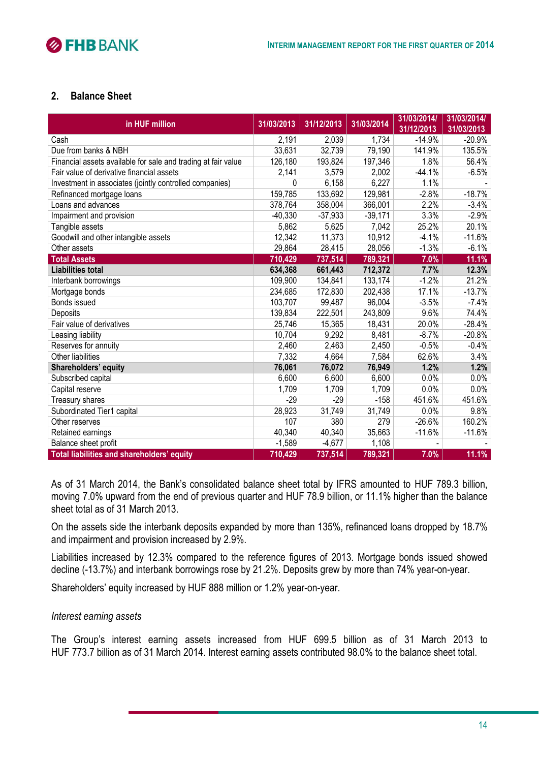## 2. Balance Sheet

| in HUF million | 31/03/2013 | 31/12/2013 | 31/03/2014 | 31/03/2014/ 31/12/2013 | 31/03/2014/ 31/03/2013 |
|---|---|---|---|---|---|
| Cash | 2,191 | 2,039 | 1,734 | -14.9% | -20.9% |
| Due from banks & NBH | 33,631 | 32,739 | 79,190 | 141.9% | 135.5% |
| Financial assets available for sale and trading at fair value | 126,180 | 193,824 | 197,346 | 1.8% | 56.4% |
| Fair value of derivative financial assets | 2,141 | 3,579 | 2,002 | -44.1% | -6.5% |
| Investment in associates (jointly controlled companies) | 0 | 6,158 | 6,227 | 1.1% | - |
| Refinanced mortgage loans | 159,785 | 133,692 | 129,981 | -2.8% | -18.7% |
| Loans and advances | 378,764 | 358,004 | 366,001 | 2.2% | -3.4% |
| Impairment and provision | -40,330 | -37,933 | -39,171 | 3.3% | -2.9% |
| Tangible assets | 5,862 | 5,625 | 7,042 | 25.2% | 20.1% |
| Goodwill and other intangible assets | 12,342 | 11,373 | 10,912 | -4.1% | -11.6% |
| Other assets | 29,864 | 28,415 | 28,056 | -1.3% | -6.1% |
| **Total Assets** | **710,429** | **737,514** | **789,321** | **7.0%** | **11.1%** |
| **Liabilities total** | **634,368** | **661,443** | **712,372** | **7.7%** | **12.3%** |
| Interbank borrowings | 109,900 | 134,841 | 133,174 | -1.2% | 21.2% |
| Mortgage bonds | 234,685 | 172,830 | 202,438 | 17.1% | -13.7% |
| Bonds issued | 103,707 | 99,487 | 96,004 | -3.5% | -7.4% |
| Deposits | 139,834 | 222,501 | 243,809 | 9.6% | 74.4% |
| Fair value of derivatives | 25,746 | 15,365 | 18,431 | 20.0% | -28.4% |
| Leasing liability | 10,704 | 9,292 | 8,481 | -8.7% | -20.8% |
| Reserves for annuity | 2,460 | 2,463 | 2,450 | -0.5% | -0.4% |
| Other liabilities | 7,332 | 4,664 | 7,584 | 62.6% | 3.4% |
| **Shareholders' equity** | **76,061** | **76,072** | **76,949** | **1.2%** | **1.2%** |
| Subscribed capital | 6,600 | 6,600 | 6,600 | 0.0% | 0.0% |
| Capital reserve | 1,709 | 1,709 | 1,709 | 0.0% | 0.0% |
| Treasury shares | -29 | -29 | -158 | 451.6% | 451.6% |
| Subordinated Tier1 capital | 28,923 | 31,749 | 31,749 | 0.0% | 9.8% |
| Other reserves | 107 | 380 | 279 | -26.6% | 160.2% |
| Retained earnings | 40,340 | 40,340 | 35,663 | -11.6% | -11.6% |
| Balance sheet profit | -1,589 | -4,677 | 1,108 | - | - |
| **Total liabilities and shareholders' equity** | **710,429** | **737,514** | **789,321** | **7.0%** | **11.1%** |

As of 31 March 2014, the Bank's consolidated balance sheet total by IFRS amounted to HUF 789.3 billion, moving 7.0% upward from the end of previous quarter and HUF 78.9 billion, or 11.1% higher than the balance sheet total as of 31 March 2013.

On the assets side the interbank deposits expanded by more than 135%, refinanced loans dropped by 18.7% and impairment and provision increased by 2.9%.

Liabilities increased by 12.3% compared to the reference figures of 2013. Mortgage bonds issued showed decline (-13.7%) and interbank borrowings rose by 21.2%. Deposits grew by more than 74% year-on-year.

Shareholders' equity increased by HUF 888 million or 1.2% year-on-year.

*Interest earning assets*

The Group's interest earning assets increased from HUF 699.5 billion as of 31 March 2013 to HUF 773.7 billion as of 31 March 2014. Interest earning assets contributed 98.0% to the balance sheet total.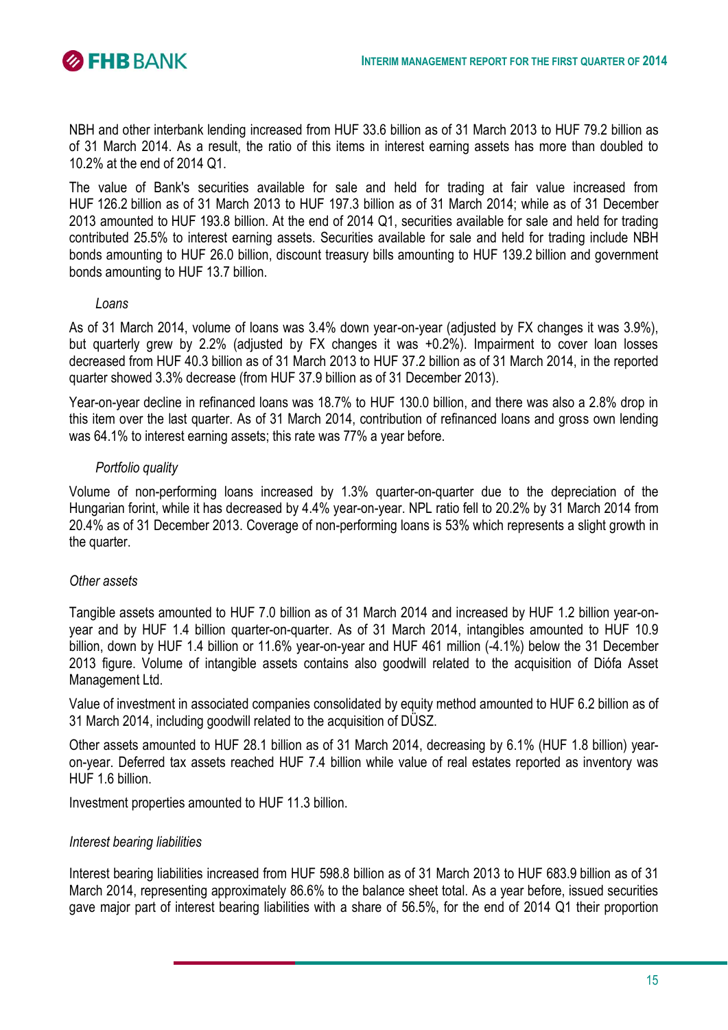NBH and other interbank lending increased from HUF 33.6 billion as of 31 March 2013 to HUF 79.2 billion as of 31 March 2014. As a result, the ratio of this items in interest earning assets has more than doubled to 10.2% at the end of 2014 Q1.

The value of Bank's securities available for sale and held for trading at fair value increased from HUF 126.2 billion as of 31 March 2013 to HUF 197.3 billion as of 31 March 2014; while as of 31 December 2013 amounted to HUF 193.8 billion. At the end of 2014 Q1, securities available for sale and held for trading contributed 25.5% to interest earning assets. Securities available for sale and held for trading include NBH bonds amounting to HUF 26.0 billion, discount treasury bills amounting to HUF 139.2 billion and government bonds amounting to HUF 13.7 billion.

*Loans*

As of 31 March 2014, volume of loans was 3.4% down year-on-year (adjusted by FX changes it was 3.9%), but quarterly grew by 2.2% (adjusted by FX changes it was +0.2%). Impairment to cover loan losses decreased from HUF 40.3 billion as of 31 March 2013 to HUF 37.2 billion as of 31 March 2014, in the reported quarter showed 3.3% decrease (from HUF 37.9 billion as of 31 December 2013).

Year-on-year decline in refinanced loans was 18.7% to HUF 130.0 billion, and there was also a 2.8% drop in this item over the last quarter. As of 31 March 2014, contribution of refinanced loans and gross own lending was 64.1% to interest earning assets; this rate was 77% a year before.

*Portfolio quality*

Volume of non-performing loans increased by 1.3% quarter-on-quarter due to the depreciation of the Hungarian forint, while it has decreased by 4.4% year-on-year. NPL ratio fell to 20.2% by 31 March 2014 from 20.4% as of 31 December 2013. Coverage of non-performing loans is 53% which represents a slight growth in the quarter.

*Other assets*

Tangible assets amounted to HUF 7.0 billion as of 31 March 2014 and increased by HUF 1.2 billion year-on-year and by HUF 1.4 billion quarter-on-quarter. As of 31 March 2014, intangibles amounted to HUF 10.9 billion, down by HUF 1.4 billion or 11.6% year-on-year and HUF 461 million (-4.1%) below the 31 December 2013 figure. Volume of intangible assets contains also goodwill related to the acquisition of Diófa Asset Management Ltd.

Value of investment in associated companies consolidated by equity method amounted to HUF 6.2 billion as of 31 March 2014, including goodwill related to the acquisition of DÜSZ.

Other assets amounted to HUF 28.1 billion as of 31 March 2014, decreasing by 6.1% (HUF 1.8 billion) year-on-year. Deferred tax assets reached HUF 7.4 billion while value of real estates reported as inventory was HUF 1.6 billion.

Investment properties amounted to HUF 11.3 billion.

*Interest bearing liabilities*

Interest bearing liabilities increased from HUF 598.8 billion as of 31 March 2013 to HUF 683.9 billion as of 31 March 2014, representing approximately 86.6% to the balance sheet total. As a year before, issued securities gave major part of interest bearing liabilities with a share of 56.5%, for the end of 2014 Q1 their proportion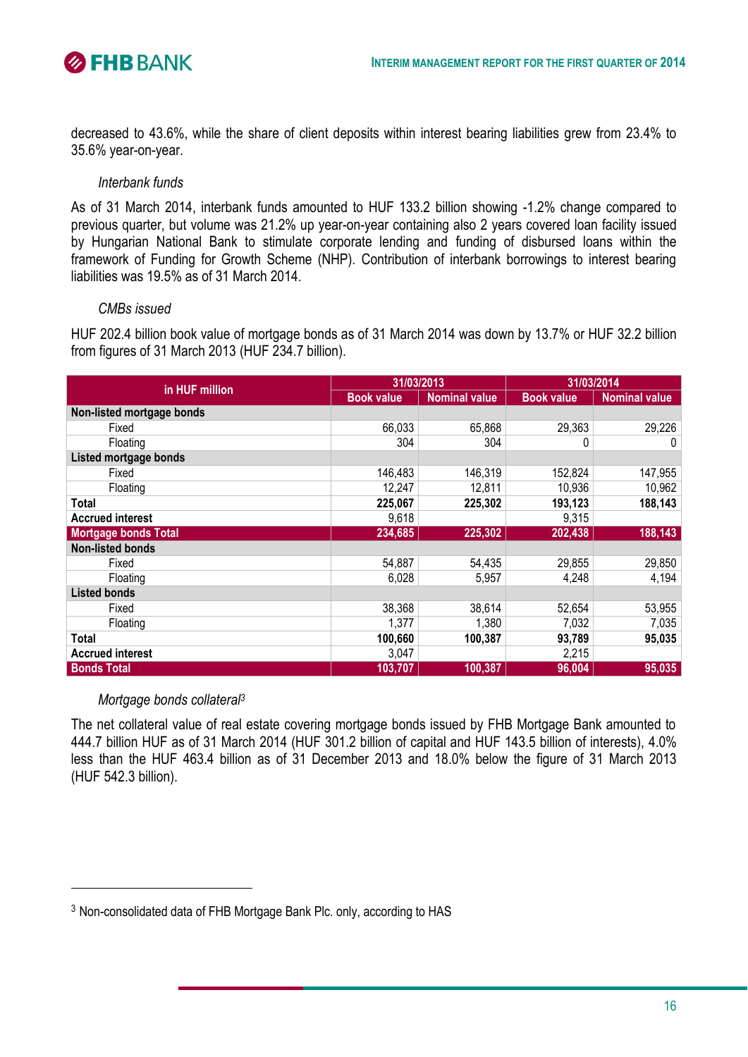decreased to 43.6%, while the share of client deposits within interest bearing liabilities grew from 23.4% to 35.6% year-on-year.

*Interbank funds*

As of 31 March 2014, interbank funds amounted to HUF 133.2 billion showing -1.2% change compared to previous quarter, but volume was 21.2% up year-on-year containing also 2 years covered loan facility issued by Hungarian National Bank to stimulate corporate lending and funding of disbursed loans within the framework of Funding for Growth Scheme (NHP). Contribution of interbank borrowings to interest bearing liabilities was 19.5% as of 31 March 2014.

*CMBs issued*

HUF 202.4 billion book value of mortgage bonds as of 31 March 2014 was down by 13.7% or HUF 32.2 billion from figures of 31 March 2013 (HUF 234.7 billion).

| in HUF million | 31/03/2013 | | 31/03/2014 | |
|---|---|---|---|---|
| | Book value | Nominal value | Book value | Nominal value |
| **Non-listed mortgage bonds** | | | | |
| Fixed | 66,033 | 65,868 | 29,363 | 29,226 |
| Floating | 304 | 304 | 0 | 0 |
| **Listed mortgage bonds** | | | | |
| Fixed | 146,483 | 146,319 | 152,824 | 147,955 |
| Floating | 12,247 | 12,811 | 10,936 | 10,962 |
| **Total** | **225,067** | **225,302** | **193,123** | **188,143** |
| **Accrued interest** | 9,618 | | 9,315 | |
| **Mortgage bonds Total** | **234,685** | **225,302** | **202,438** | **188,143** |
| **Non-listed bonds** | | | | |
| Fixed | 54,887 | 54,435 | 29,855 | 29,850 |
| Floating | 6,028 | 5,957 | 4,248 | 4,194 |
| **Listed bonds** | | | | |
| Fixed | 38,368 | 38,614 | 52,654 | 53,955 |
| Floating | 1,377 | 1,380 | 7,032 | 7,035 |
| **Total** | **100,660** | **100,387** | **93,789** | **95,035** |
| **Accrued interest** | 3,047 | | 2,215 | |
| **Bonds Total** | **103,707** | **100,387** | **96,004** | **95,035** |

*Mortgage bonds collateral*[3]

The net collateral value of real estate covering mortgage bonds issued by FHB Mortgage Bank amounted to 444.7 billion HUF as of 31 March 2014 (HUF 301.2 billion of capital and HUF 143.5 billion of interests), 4.0% less than the HUF 463.4 billion as of 31 December 2013 and 18.0% below the figure of 31 March 2013 (HUF 542.3 billion).

[3] Non-consolidated data of FHB Mortgage Bank Plc. only, according to HAS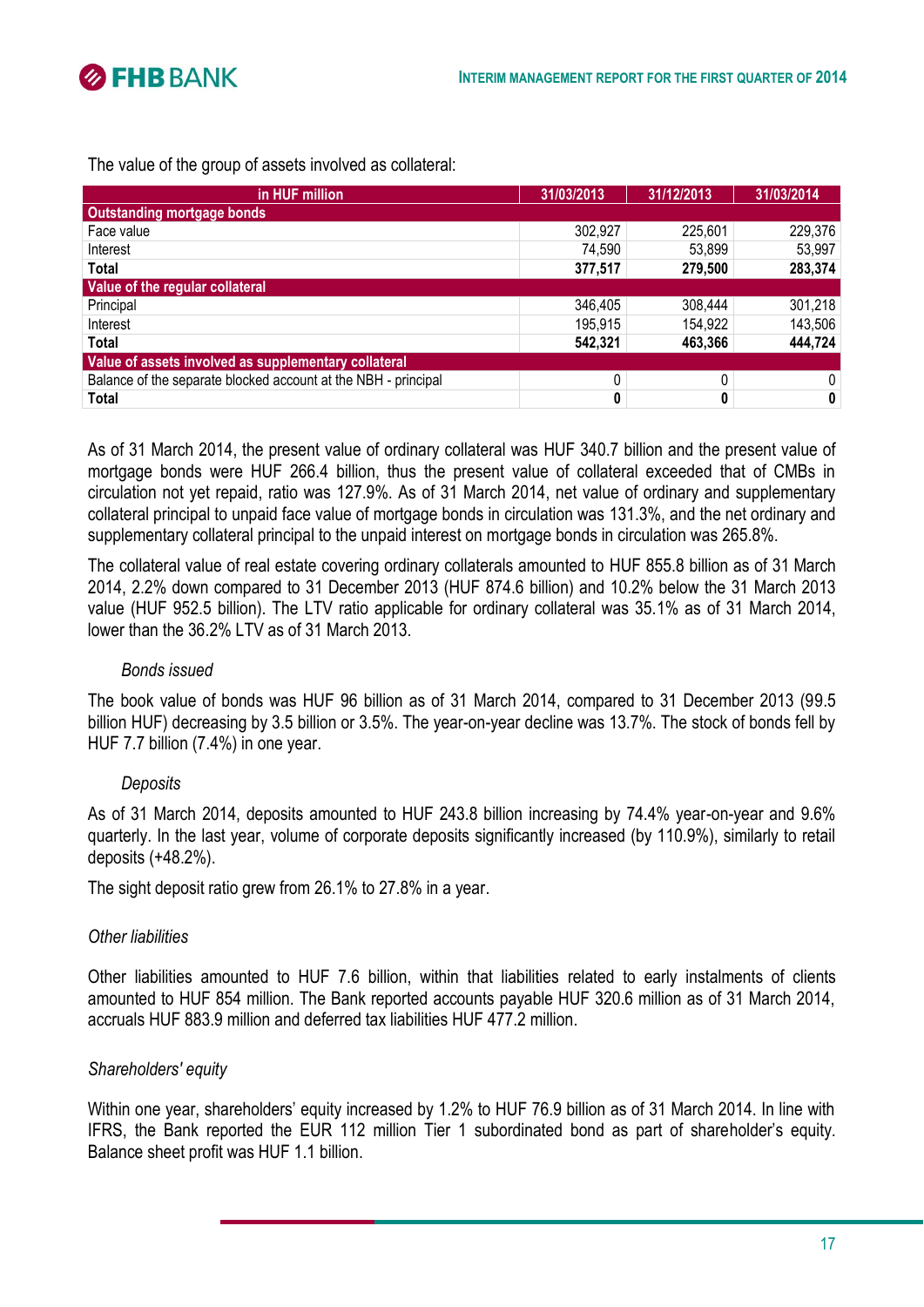The value of the group of assets involved as collateral:

| in HUF million | 31/03/2013 | 31/12/2013 | 31/03/2014 |
|---|---|---|---|
| **Outstanding mortgage bonds** | | | |
| Face value | 302,927 | 225,601 | 229,376 |
| Interest | 74,590 | 53,899 | 53,997 |
| **Total** | **377,517** | **279,500** | **283,374** |
| **Value of the regular collateral** | | | |
| Principal | 346,405 | 308,444 | 301,218 |
| Interest | 195,915 | 154,922 | 143,506 |
| **Total** | **542,321** | **463,366** | **444,724** |
| **Value of assets involved as supplementary collateral** | | | |
| Balance of the separate blocked account at the NBH - principal | 0 | 0 | 0 |
| **Total** | **0** | **0** | **0** |

As of 31 March 2014, the present value of ordinary collateral was HUF 340.7 billion and the present value of mortgage bonds were HUF 266.4 billion, thus the present value of collateral exceeded that of CMBs in circulation not yet repaid, ratio was 127.9%. As of 31 March 2014, net value of ordinary and supplementary collateral principal to unpaid face value of mortgage bonds in circulation was 131.3%, and the net ordinary and supplementary collateral principal to the unpaid interest on mortgage bonds in circulation was 265.8%.

The collateral value of real estate covering ordinary collaterals amounted to HUF 855.8 billion as of 31 March 2014, 2.2% down compared to 31 December 2013 (HUF 874.6 billion) and 10.2% below the 31 March 2013 value (HUF 952.5 billion). The LTV ratio applicable for ordinary collateral was 35.1% as of 31 March 2014, lower than the 36.2% LTV as of 31 March 2013.

*Bonds issued*

The book value of bonds was HUF 96 billion as of 31 March 2014, compared to 31 December 2013 (99.5 billion HUF) decreasing by 3.5 billion or 3.5%. The year-on-year decline was 13.7%. The stock of bonds fell by HUF 7.7 billion (7.4%) in one year.

*Deposits*

As of 31 March 2014, deposits amounted to HUF 243.8 billion increasing by 74.4% year-on-year and 9.6% quarterly. In the last year, volume of corporate deposits significantly increased (by 110.9%), similarly to retail deposits (+48.2%).

The sight deposit ratio grew from 26.1% to 27.8% in a year.

*Other liabilities*

Other liabilities amounted to HUF 7.6 billion, within that liabilities related to early instalments of clients amounted to HUF 854 million. The Bank reported accounts payable HUF 320.6 million as of 31 March 2014, accruals HUF 883.9 million and deferred tax liabilities HUF 477.2 million.

*Shareholders' equity*

Within one year, shareholders' equity increased by 1.2% to HUF 76.9 billion as of 31 March 2014. In line with IFRS, the Bank reported the EUR 112 million Tier 1 subordinated bond as part of shareholder's equity. Balance sheet profit was HUF 1.1 billion.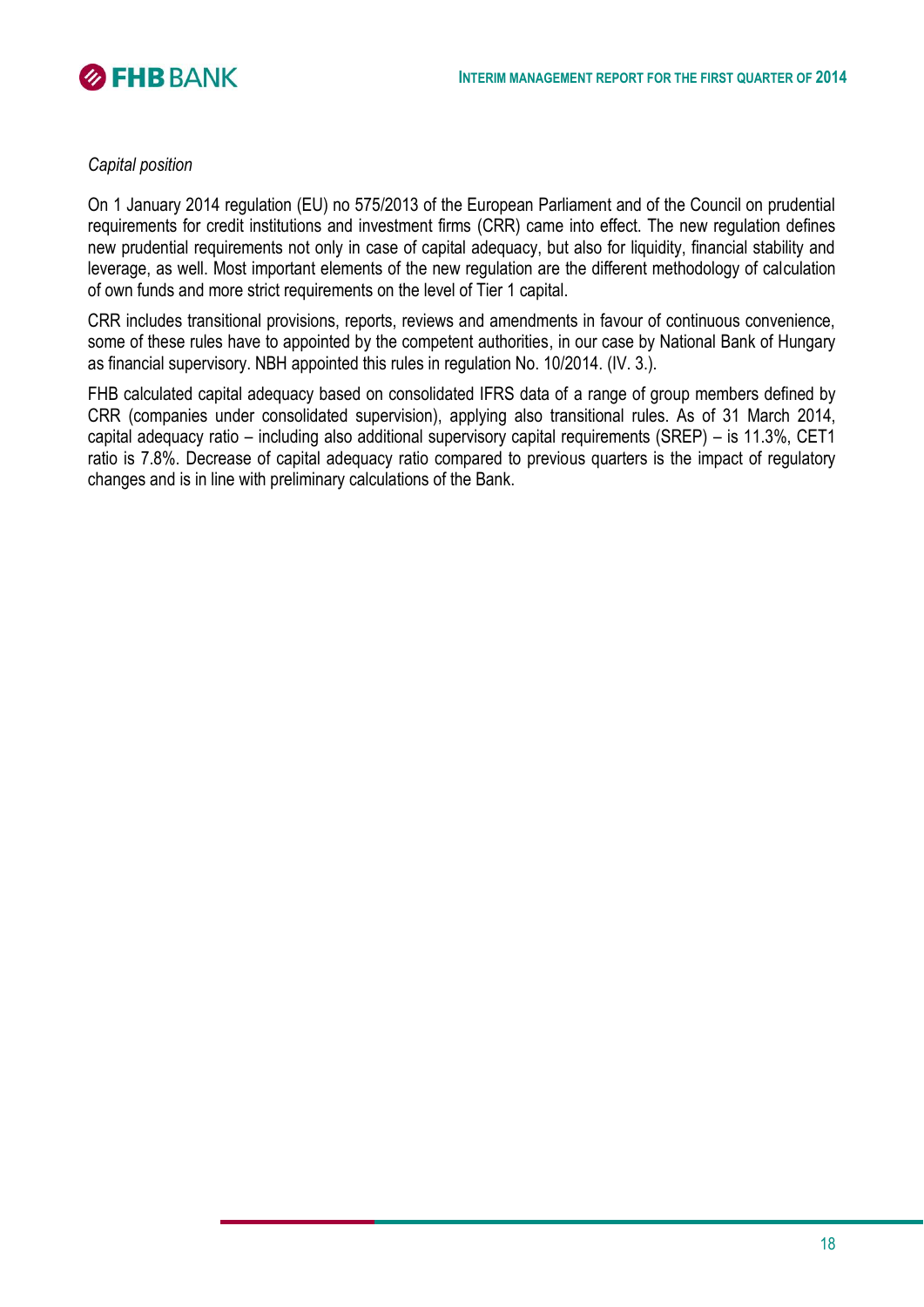*Capital position*

On 1 January 2014 regulation (EU) no 575/2013 of the European Parliament and of the Council on prudential requirements for credit institutions and investment firms (CRR) came into effect. The new regulation defines new prudential requirements not only in case of capital adequacy, but also for liquidity, financial stability and leverage, as well. Most important elements of the new regulation are the different methodology of calculation of own funds and more strict requirements on the level of Tier 1 capital.

CRR includes transitional provisions, reports, reviews and amendments in favour of continuous convenience, some of these rules have to appointed by the competent authorities, in our case by National Bank of Hungary as financial supervisory. NBH appointed this rules in regulation No. 10/2014. (IV. 3.).

FHB calculated capital adequacy based on consolidated IFRS data of a range of group members defined by CRR (companies under consolidated supervision), applying also transitional rules. As of 31 March 2014, capital adequacy ratio – including also additional supervisory capital requirements (SREP) – is 11.3%, CET1 ratio is 7.8%. Decrease of capital adequacy ratio compared to previous quarters is the impact of regulatory changes and is in line with preliminary calculations of the Bank.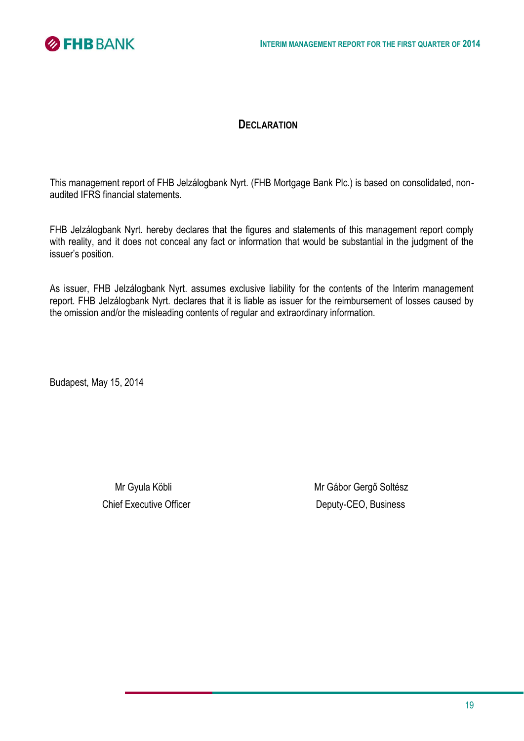## Declaration

This management report of FHB Jelzálogbank Nyrt. (FHB Mortgage Bank Plc.) is based on consolidated, non-audited IFRS financial statements.

FHB Jelzálogbank Nyrt. hereby declares that the figures and statements of this management report comply with reality, and it does not conceal any fact or information that would be substantial in the judgment of the issuer's position.

As issuer, FHB Jelzálogbank Nyrt. assumes exclusive liability for the contents of the Interim management report. FHB Jelzálogbank Nyrt. declares that it is liable as issuer for the reimbursement of losses caused by the omission and/or the misleading contents of regular and extraordinary information.

Budapest, May 15, 2014

| Mr Gyula Köbli | Mr Gábor Gergő Soltész |
|---|---|
| Chief Executive Officer | Deputy-CEO, Business |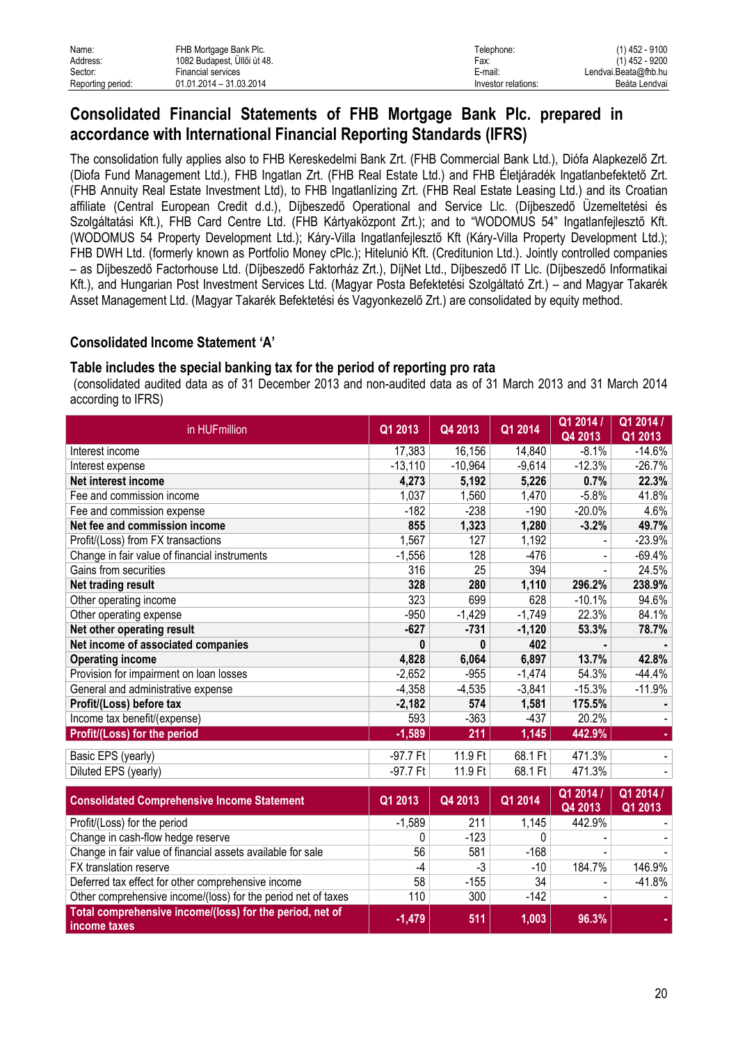| Name: | FHB Mortgage Bank Plc. | Telephone: | (1) 452 - 9100 |
|---|---|---|---|
| Address: | 1082 Budapest, Üllői út 48. | Fax: | (1) 452 - 9200 |
| Sector: | Financial services | E-mail: | Lendvai.Beata@fhb.hu |
| Reporting period: | 01.01.2014 – 31.03.2014 | Investor relations: | Beáta Lendvai |

# Consolidated Financial Statements of FHB Mortgage Bank Plc. prepared in accordance with International Financial Reporting Standards (IFRS)

The consolidation fully applies also to FHB Kereskedelmi Bank Zrt. (FHB Commercial Bank Ltd.), Diófa Alapkezelő Zrt. (Diofa Fund Management Ltd.), FHB Ingatlan Zrt. (FHB Real Estate Ltd.) and FHB Életjáradék Ingatlanbefektető Zrt. (FHB Annuity Real Estate Investment Ltd), to FHB Ingatlanlízing Zrt. (FHB Real Estate Leasing Ltd.) and its Croatian affiliate (Central European Credit d.d.), Díjbeszedő Operational and Service Llc. (Díjbeszedő Üzemeltetési és Szolgáltatási Kft.), FHB Card Centre Ltd. (FHB Kártyaközpont Zrt.); and to "WODOMUS 54" Ingatlanfejlesztő Kft. (WODOMUS 54 Property Development Ltd.); Káry-Villa Ingatlanfejlesztő Kft (Káry-Villa Property Development Ltd.); FHB DWH Ltd. (formerly known as Portfolio Money cPlc.); Hitelunió Kft. (Creditunion Ltd.). Jointly controlled companies – as Díjbeszedő Factorhouse Ltd. (Díjbeszedő Faktorház Zrt.), DíjNet Ltd., Díjbeszedő IT Llc. (Díjbeszedő Informatikai Kft.), and Hungarian Post Investment Services Ltd. (Magyar Posta Befektetési Szolgáltató Zrt.) – and Magyar Takarék Asset Management Ltd. (Magyar Takarék Befektetési és Vagyonkezelő Zrt.) are consolidated by equity method.

### Consolidated Income Statement 'A'

### Table includes the special banking tax for the period of reporting pro rata

(consolidated audited data as of 31 December 2013 and non-audited data as of 31 March 2013 and 31 March 2014 according to IFRS)

| in HUFmillion | Q1 2013 | Q4 2013 | Q1 2014 | Q1 2014 / Q4 2013 | Q1 2014 / Q1 2013 |
|---|---|---|---|---|---|
| Interest income | 17,383 | 16,156 | 14,840 | -8.1% | -14.6% |
| Interest expense | -13,110 | -10,964 | -9,614 | -12.3% | -26.7% |
| **Net interest income** | **4,273** | **5,192** | **5,226** | **0.7%** | **22.3%** |
| Fee and commission income | 1,037 | 1,560 | 1,470 | -5.8% | 41.8% |
| Fee and commission expense | -182 | -238 | -190 | -20.0% | 4.6% |
| **Net fee and commission income** | **855** | **1,323** | **1,280** | **-3.2%** | **49.7%** |
| Profit/(Loss) from FX transactions | 1,567 | 127 | 1,192 | - | -23.9% |
| Change in fair value of financial instruments | -1,556 | 128 | -476 | - | -69.4% |
| Gains from securities | 316 | 25 | 394 | - | 24.5% |
| **Net trading result** | **328** | **280** | **1,110** | **296.2%** | **238.9%** |
| Other operating income | 323 | 699 | 628 | -10.1% | 94.6% |
| Other operating expense | -950 | -1,429 | -1,749 | 22.3% | 84.1% |
| **Net other operating result** | **-627** | **-731** | **-1,120** | **53.3%** | **78.7%** |
| **Net income of associated companies** | **0** | **0** | **402** | **-** | **-** |
| **Operating income** | **4,828** | **6,064** | **6,897** | **13.7%** | **42.8%** |
| Provision for impairment on loan losses | -2,652 | -955 | -1,474 | 54.3% | -44.4% |
| General and administrative expense | -4,358 | -4,535 | -3,841 | -15.3% | -11.9% |
| **Profit/(Loss) before tax** | **-2,182** | **574** | **1,581** | **175.5%** | **-** |
| Income tax benefit/(expense) | 593 | -363 | -437 | 20.2% | - |
| **Profit/(Loss) for the period** | **-1,589** | **211** | **1,145** | **442.9%** | **-** |
| Basic EPS (yearly) | -97.7 Ft | 11.9 Ft | 68.1 Ft | 471.3% | - |
| Diluted EPS (yearly) | -97.7 Ft | 11.9 Ft | 68.1 Ft | 471.3% | - |

| Consolidated Comprehensive Income Statement | Q1 2013 | Q4 2013 | Q1 2014 | Q1 2014 / Q4 2013 | Q1 2014 / Q1 2013 |
|---|---|---|---|---|---|
| Profit/(Loss) for the period | -1,589 | 211 | 1,145 | 442.9% | - |
| Change in cash-flow hedge reserve | 0 | -123 | 0 | - | - |
| Change in fair value of financial assets available for sale | 56 | 581 | -168 | - | - |
| FX translation reserve | -4 | -3 | -10 | 184.7% | 146.9% |
| Deferred tax effect for other comprehensive income | 58 | -155 | 34 | - | -41.8% |
| Other comprehensive income/(loss) for the period net of taxes | 110 | 300 | -142 | - | - |
| **Total comprehensive income/(loss) for the period, net of income taxes** | **-1,479** | **511** | **1,003** | **96.3%** | **-** |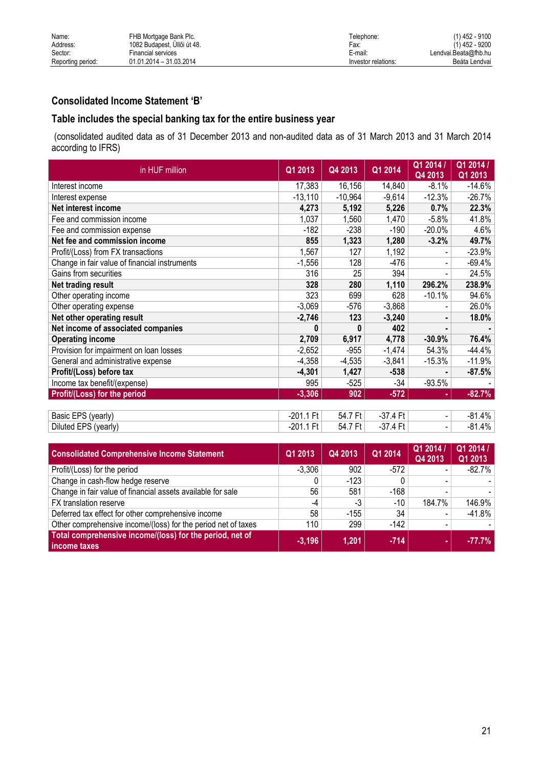| Name: | FHB Mortgage Bank Plc. | Telephone: | (1) 452 - 9100 |
|---|---|---|---|
| Address: | 1082 Budapest, Üllői út 48. | Fax: | (1) 452 - 9200 |
| Sector: | Financial services | E-mail: | Lendvai.Beata@fhb.hu |
| Reporting period: | 01.01.2014 – 31.03.2014 | Investor relations: | Beáta Lendvai |

## Consolidated Income Statement 'B'

## Table includes the special banking tax for the entire business year

(consolidated audited data as of 31 December 2013 and non-audited data as of 31 March 2013 and 31 March 2014 according to IFRS)

| in HUF million | Q1 2013 | Q4 2013 | Q1 2014 | Q1 2014 / Q4 2013 | Q1 2014 / Q1 2013 |
|---|---|---|---|---|---|
| Interest income | 17,383 | 16,156 | 14,840 | -8.1% | -14.6% |
| Interest expense | -13,110 | -10,964 | -9,614 | -12.3% | -26.7% |
| **Net interest income** | **4,273** | **5,192** | **5,226** | **0.7%** | **22.3%** |
| Fee and commission income | 1,037 | 1,560 | 1,470 | -5.8% | 41.8% |
| Fee and commission expense | -182 | -238 | -190 | -20.0% | 4.6% |
| **Net fee and commission income** | **855** | **1,323** | **1,280** | **-3.2%** | **49.7%** |
| Profit/(Loss) from FX transactions | 1,567 | 127 | 1,192 | - | -23.9% |
| Change in fair value of financial instruments | -1,556 | 128 | -476 | - | -69.4% |
| Gains from securities | 316 | 25 | 394 | - | 24.5% |
| **Net trading result** | **328** | **280** | **1,110** | **296.2%** | **238.9%** |
| Other operating income | 323 | 699 | 628 | -10.1% | 94.6% |
| Other operating expense | -3,069 | -576 | -3,868 | - | 26.0% |
| **Net other operating result** | **-2,746** | **123** | **-3,240** | **-** | **18.0%** |
| **Net income of associated companies** | **0** | **0** | **402** | **-** | **-** |
| **Operating income** | **2,709** | **6,917** | **4,778** | **-30.9%** | **76.4%** |
| Provision for impairment on loan losses | -2,652 | -955 | -1,474 | 54.3% | -44.4% |
| General and administrative expense | -4,358 | -4,535 | -3,841 | -15.3% | -11.9% |
| **Profit/(Loss) before tax** | **-4,301** | **1,427** | **-538** | **-** | **-87.5%** |
| Income tax benefit/(expense) | 995 | -525 | -34 | -93.5% | - |
| **Profit/(Loss) for the period** | **-3,306** | **902** | **-572** | **-** | **-82.7%** |
| | | | | | |
| Basic EPS (yearly) | -201.1 Ft | 54.7 Ft | -37.4 Ft | - | -81.4% |
| Diluted EPS (yearly) | -201.1 Ft | 54.7 Ft | -37.4 Ft | - | -81.4% |

| Consolidated Comprehensive Income Statement | Q1 2013 | Q4 2013 | Q1 2014 | Q1 2014 / Q4 2013 | Q1 2014 / Q1 2013 |
|---|---|---|---|---|---|
| Profit/(Loss) for the period | -3,306 | 902 | -572 | - | -82.7% |
| Change in cash-flow hedge reserve | 0 | -123 | 0 | - | - |
| Change in fair value of financial assets available for sale | 56 | 581 | -168 | - | - |
| FX translation reserve | -4 | -3 | -10 | 184.7% | 146.9% |
| Deferred tax effect for other comprehensive income | 58 | -155 | 34 | - | -41.8% |
| Other comprehensive income/(loss) for the period net of taxes | 110 | 299 | -142 | - | - |
| **Total comprehensive income/(loss) for the period, net of income taxes** | **-3,196** | **1,201** | **-714** | **-** | **-77.7%** |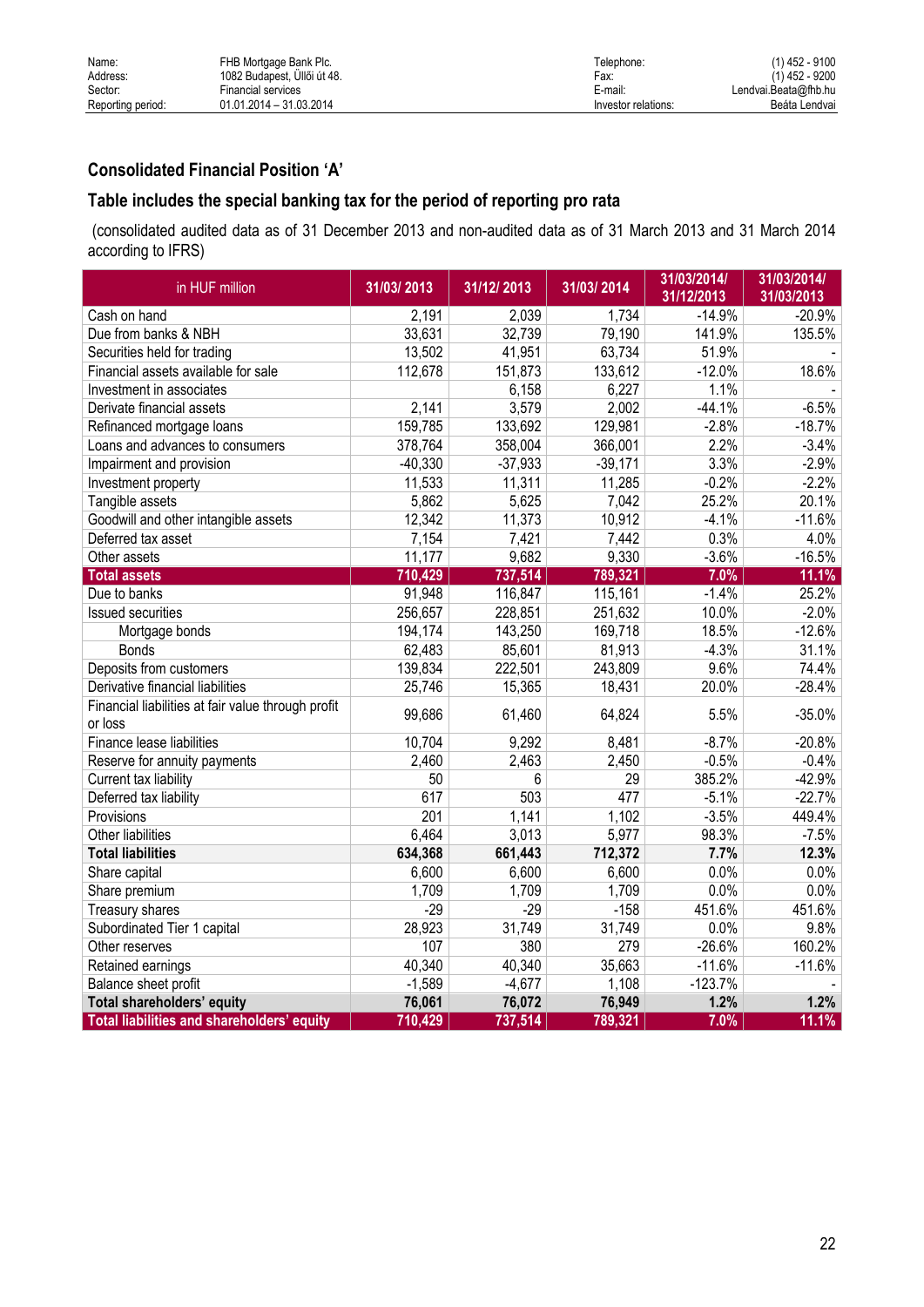| Name: | FHB Mortgage Bank Plc. | Telephone: | (1) 452 - 9100 |
|---|---|---|---|
| Address: | 1082 Budapest, Üllői út 48. | Fax: | (1) 452 - 9200 |
| Sector: | Financial services | E-mail: | Lendvai.Beata@fhb.hu |
| Reporting period: | 01.01.2014 – 31.03.2014 | Investor relations: | Beáta Lendvai |

## Consolidated Financial Position 'A'

## Table includes the special banking tax for the period of reporting pro rata

(consolidated audited data as of 31 December 2013 and non-audited data as of 31 March 2013 and 31 March 2014 according to IFRS)

| in HUF million | 31/03/ 2013 | 31/12/ 2013 | 31/03/ 2014 | 31/03/2014/ 31/12/2013 | 31/03/2014/ 31/03/2013 |
|---|---|---|---|---|---|
| Cash on hand | 2,191 | 2,039 | 1,734 | -14.9% | -20.9% |
| Due from banks & NBH | 33,631 | 32,739 | 79,190 | 141.9% | 135.5% |
| Securities held for trading | 13,502 | 41,951 | 63,734 | 51.9% | - |
| Financial assets available for sale | 112,678 | 151,873 | 133,612 | -12.0% | 18.6% |
| Investment in associates | | 6,158 | 6,227 | 1.1% | - |
| Derivate financial assets | 2,141 | 3,579 | 2,002 | -44.1% | -6.5% |
| Refinanced mortgage loans | 159,785 | 133,692 | 129,981 | -2.8% | -18.7% |
| Loans and advances to consumers | 378,764 | 358,004 | 366,001 | 2.2% | -3.4% |
| Impairment and provision | -40,330 | -37,933 | -39,171 | 3.3% | -2.9% |
| Investment property | 11,533 | 11,311 | 11,285 | -0.2% | -2.2% |
| Tangible assets | 5,862 | 5,625 | 7,042 | 25.2% | 20.1% |
| Goodwill and other intangible assets | 12,342 | 11,373 | 10,912 | -4.1% | -11.6% |
| Deferred tax asset | 7,154 | 7,421 | 7,442 | 0.3% | 4.0% |
| Other assets | 11,177 | 9,682 | 9,330 | -3.6% | -16.5% |
| **Total assets** | **710,429** | **737,514** | **789,321** | **7.0%** | **11.1%** |
| Due to banks | 91,948 | 116,847 | 115,161 | -1.4% | 25.2% |
| Issued securities | 256,657 | 228,851 | 251,632 | 10.0% | -2.0% |
| Mortgage bonds | 194,174 | 143,250 | 169,718 | 18.5% | -12.6% |
| Bonds | 62,483 | 85,601 | 81,913 | -4.3% | 31.1% |
| Deposits from customers | 139,834 | 222,501 | 243,809 | 9.6% | 74.4% |
| Derivative financial liabilities | 25,746 | 15,365 | 18,431 | 20.0% | -28.4% |
| Financial liabilities at fair value through profit or loss | 99,686 | 61,460 | 64,824 | 5.5% | -35.0% |
| Finance lease liabilities | 10,704 | 9,292 | 8,481 | -8.7% | -20.8% |
| Reserve for annuity payments | 2,460 | 2,463 | 2,450 | -0.5% | -0.4% |
| Current tax liability | 50 | 6 | 29 | 385.2% | -42.9% |
| Deferred tax liability | 617 | 503 | 477 | -5.1% | -22.7% |
| Provisions | 201 | 1,141 | 1,102 | -3.5% | 449.4% |
| Other liabilities | 6,464 | 3,013 | 5,977 | 98.3% | -7.5% |
| **Total liabilities** | **634,368** | **661,443** | **712,372** | **7.7%** | **12.3%** |
| Share capital | 6,600 | 6,600 | 6,600 | 0.0% | 0.0% |
| Share premium | 1,709 | 1,709 | 1,709 | 0.0% | 0.0% |
| Treasury shares | -29 | -29 | -158 | 451.6% | 451.6% |
| Subordinated Tier 1 capital | 28,923 | 31,749 | 31,749 | 0.0% | 9.8% |
| Other reserves | 107 | 380 | 279 | -26.6% | 160.2% |
| Retained earnings | 40,340 | 40,340 | 35,663 | -11.6% | -11.6% |
| Balance sheet profit | -1,589 | -4,677 | 1,108 | -123.7% | - |
| **Total shareholders' equity** | **76,061** | **76,072** | **76,949** | **1.2%** | **1.2%** |
| **Total liabilities and shareholders' equity** | **710,429** | **737,514** | **789,321** | **7.0%** | **11.1%** |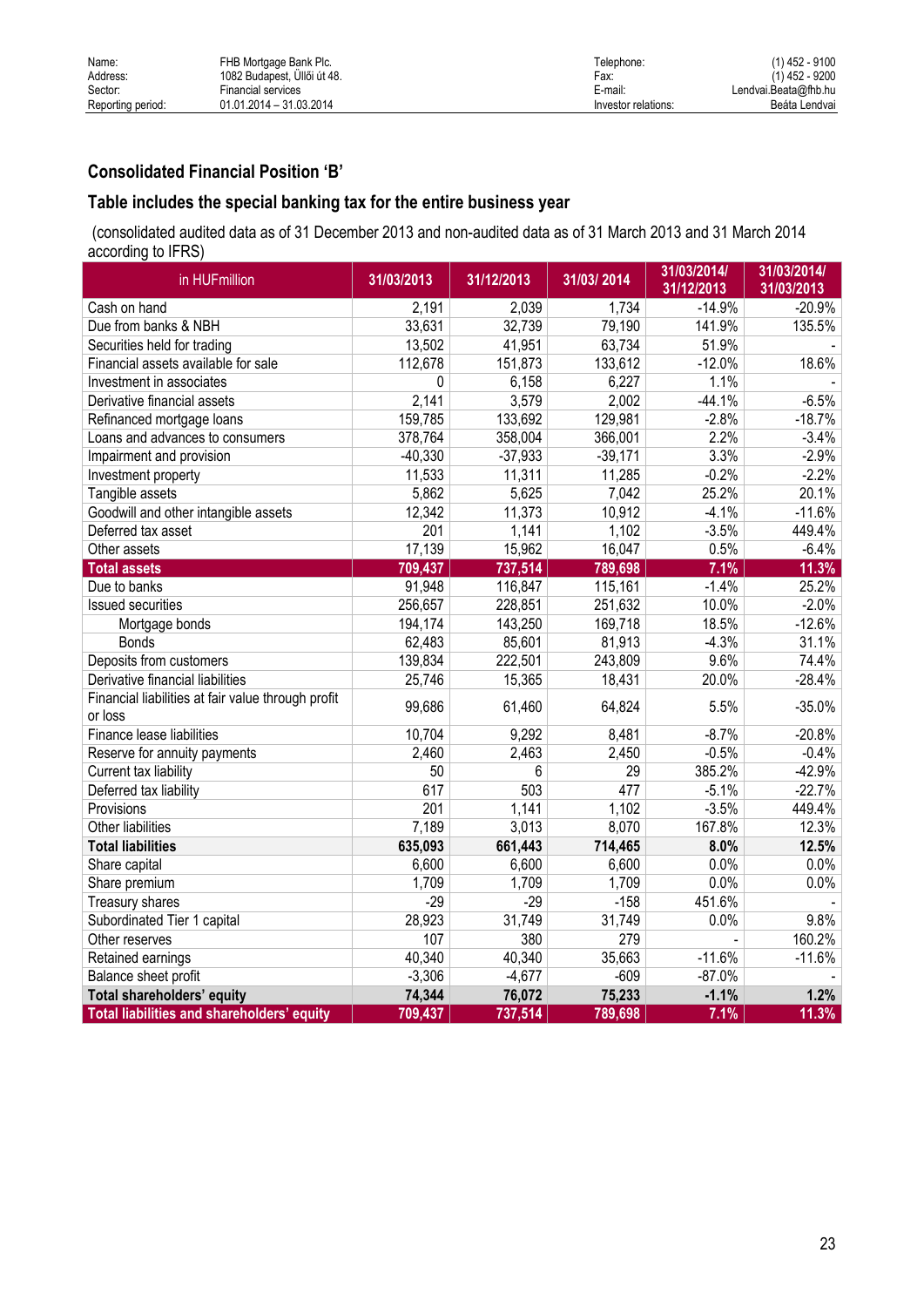| Name: | FHB Mortgage Bank Plc. | Telephone: | (1) 452 - 9100 |
|---|---|---|---|
| Address: | 1082 Budapest, Üllői út 48. | Fax: | (1) 452 - 9200 |
| Sector: | Financial services | E-mail: | Lendvai.Beata@fhb.hu |
| Reporting period: | 01.01.2014 – 31.03.2014 | Investor relations: | Beáta Lendvai |

## Consolidated Financial Position ‘B’

## Table includes the special banking tax for the entire business year

(consolidated audited data as of 31 December 2013 and non-audited data as of 31 March 2013 and 31 March 2014 according to IFRS)

| in HUFmillion | 31/03/2013 | 31/12/2013 | 31/03/ 2014 | 31/03/2014/ 31/12/2013 | 31/03/2014/ 31/03/2013 |
|---|---|---|---|---|---|
| Cash on hand | 2,191 | 2,039 | 1,734 | -14.9% | -20.9% |
| Due from banks & NBH | 33,631 | 32,739 | 79,190 | 141.9% | 135.5% |
| Securities held for trading | 13,502 | 41,951 | 63,734 | 51.9% | - |
| Financial assets available for sale | 112,678 | 151,873 | 133,612 | -12.0% | 18.6% |
| Investment in associates | 0 | 6,158 | 6,227 | 1.1% | - |
| Derivative financial assets | 2,141 | 3,579 | 2,002 | -44.1% | -6.5% |
| Refinanced mortgage loans | 159,785 | 133,692 | 129,981 | -2.8% | -18.7% |
| Loans and advances to consumers | 378,764 | 358,004 | 366,001 | 2.2% | -3.4% |
| Impairment and provision | -40,330 | -37,933 | -39,171 | 3.3% | -2.9% |
| Investment property | 11,533 | 11,311 | 11,285 | -0.2% | -2.2% |
| Tangible assets | 5,862 | 5,625 | 7,042 | 25.2% | 20.1% |
| Goodwill and other intangible assets | 12,342 | 11,373 | 10,912 | -4.1% | -11.6% |
| Deferred tax asset | 201 | 1,141 | 1,102 | -3.5% | 449.4% |
| Other assets | 17,139 | 15,962 | 16,047 | 0.5% | -6.4% |
| **Total assets** | **709,437** | **737,514** | **789,698** | **7.1%** | **11.3%** |
| Due to banks | 91,948 | 116,847 | 115,161 | -1.4% | 25.2% |
| Issued securities | 256,657 | 228,851 | 251,632 | 10.0% | -2.0% |
| Mortgage bonds | 194,174 | 143,250 | 169,718 | 18.5% | -12.6% |
| Bonds | 62,483 | 85,601 | 81,913 | -4.3% | 31.1% |
| Deposits from customers | 139,834 | 222,501 | 243,809 | 9.6% | 74.4% |
| Derivative financial liabilities | 25,746 | 15,365 | 18,431 | 20.0% | -28.4% |
| Financial liabilities at fair value through profit or loss | 99,686 | 61,460 | 64,824 | 5.5% | -35.0% |
| Finance lease liabilities | 10,704 | 9,292 | 8,481 | -8.7% | -20.8% |
| Reserve for annuity payments | 2,460 | 2,463 | 2,450 | -0.5% | -0.4% |
| Current tax liability | 50 | 6 | 29 | 385.2% | -42.9% |
| Deferred tax liability | 617 | 503 | 477 | -5.1% | -22.7% |
| Provisions | 201 | 1,141 | 1,102 | -3.5% | 449.4% |
| Other liabilities | 7,189 | 3,013 | 8,070 | 167.8% | 12.3% |
| **Total liabilities** | **635,093** | **661,443** | **714,465** | **8.0%** | **12.5%** |
| Share capital | 6,600 | 6,600 | 6,600 | 0.0% | 0.0% |
| Share premium | 1,709 | 1,709 | 1,709 | 0.0% | 0.0% |
| Treasury shares | -29 | -29 | -158 | 451.6% | - |
| Subordinated Tier 1 capital | 28,923 | 31,749 | 31,749 | 0.0% | 9.8% |
| Other reserves | 107 | 380 | 279 | - | 160.2% |
| Retained earnings | 40,340 | 40,340 | 35,663 | -11.6% | -11.6% |
| Balance sheet profit | -3,306 | -4,677 | -609 | -87.0% | - |
| **Total shareholders' equity** | **74,344** | **76,072** | **75,233** | **-1.1%** | **1.2%** |
| **Total liabilities and shareholders' equity** | **709,437** | **737,514** | **789,698** | **7.1%** | **11.3%** |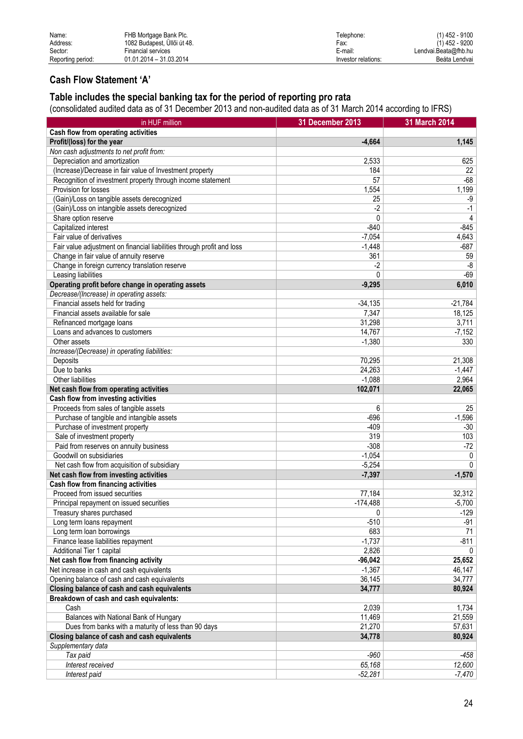| Name: | FHB Mortgage Bank Plc. | Telephone: | (1) 452 - 9100 |
|---|---|---|---|
| Address: | 1082 Budapest, Üllői út 48. | Fax: | (1) 452 - 9200 |
| Sector: | Financial services | E-mail: | Lendvai.Beata@fhb.hu |
| Reporting period: | 01.01.2014 – 31.03.2014 | Investor relations: | Beáta Lendvai |

## Cash Flow Statement 'A'

## Table includes the special banking tax for the period of reporting pro rata

(consolidated audited data as of 31 December 2013 and non-audited data as of 31 March 2014 according to IFRS)

| in HUF million | 31 December 2013 | 31 March 2014 |
|---|---|---|
| **Cash flow from operating activities** | | |
| **Profit/(loss) for the year** | **-4,664** | **1,145** |
| *Non cash adjustments to net profit from:* | | |
| Depreciation and amortization | 2,533 | 625 |
| (Increase)/Decrease in fair value of Investment property | 184 | 22 |
| Recognition of investment property through income statement | 57 | -68 |
| Provision for losses | 1,554 | 1,199 |
| (Gain)/Loss on tangible assets derecognized | 25 | -9 |
| (Gain)/Loss on intangible assets derecognized | -2 | -1 |
| Share option reserve | 0 | 4 |
| Capitalized interest | -840 | -845 |
| Fair value of derivatives | -7,054 | 4,643 |
| Fair value adjustment on financial liabilities through profit and loss | -1,448 | -687 |
| Change in fair value of annuity reserve | 361 | 59 |
| Change in foreign currency translation reserve | -2 | -8 |
| Leasing liabilities | 0 | -69 |
| **Operating profit before change in operating assets** | **-9,295** | **6,010** |
| *Decrease/(Increase) in operating assets:* | | |
| Financial assets held for trading | -34,135 | -21,784 |
| Financial assets available for sale | 7,347 | 18,125 |
| Refinanced mortgage loans | 31,298 | 3,711 |
| Loans and advances to customers | 14,767 | -7,152 |
| Other assets | -1,380 | 330 |
| *Increase/(Decrease) in operating liabilities:* | | |
| Deposits | 70,295 | 21,308 |
| Due to banks | 24,263 | -1,447 |
| Other liabilities | -1,088 | 2,964 |
| **Net cash flow from operating activities** | **102,071** | **22,065** |
| **Cash flow from investing activities** | | |
| Proceeds from sales of tangible assets | 6 | 25 |
| Purchase of tangible and intangible assets | -696 | -1,596 |
| Purchase of investment property | -409 | -30 |
| Sale of investment property | 319 | 103 |
| Paid from reserves on annuity business | -308 | -72 |
| Goodwill on subsidiaries | -1,054 | 0 |
| Net cash flow from acquisition of subsidiary | -5,254 | 0 |
| **Net cash flow from investing activities** | **-7,397** | **-1,570** |
| **Cash flow from financing activities** | | |
| Proceed from issued securities | 77,184 | 32,312 |
| Principal repayment on issued securities | -174,488 | -5,700 |
| Treasury shares purchased | 0 | -129 |
| Long term loans repayment | -510 | -91 |
| Long term loan borrowings | 683 | 71 |
| Finance lease liabilities repayment | -1,737 | -811 |
| Additional Tier 1 capital | 2,826 | 0 |
| **Net cash flow from financing activity** | **-96,042** | **25,652** |
| Net increase in cash and cash equivalents | -1,367 | 46,147 |
| Opening balance of cash and cash equivalents | 36,145 | 34,777 |
| **Closing balance of cash and cash equivalents** | **34,777** | **80,924** |
| **Breakdown of cash and cash equivalents:** | | |
| Cash | 2,039 | 1,734 |
| Balances with National Bank of Hungary | 11,469 | 21,559 |
| Dues from banks with a maturity of less than 90 days | 21,270 | 57,631 |
| **Closing balance of cash and cash equivalents** | **34,778** | **80,924** |
| *Supplementary data* | | |
| *Tax paid* | *-960* | *-458* |
| *Interest received* | *65,168* | *12,600* |
| *Interest paid* | *-52,281* | *-7,470* |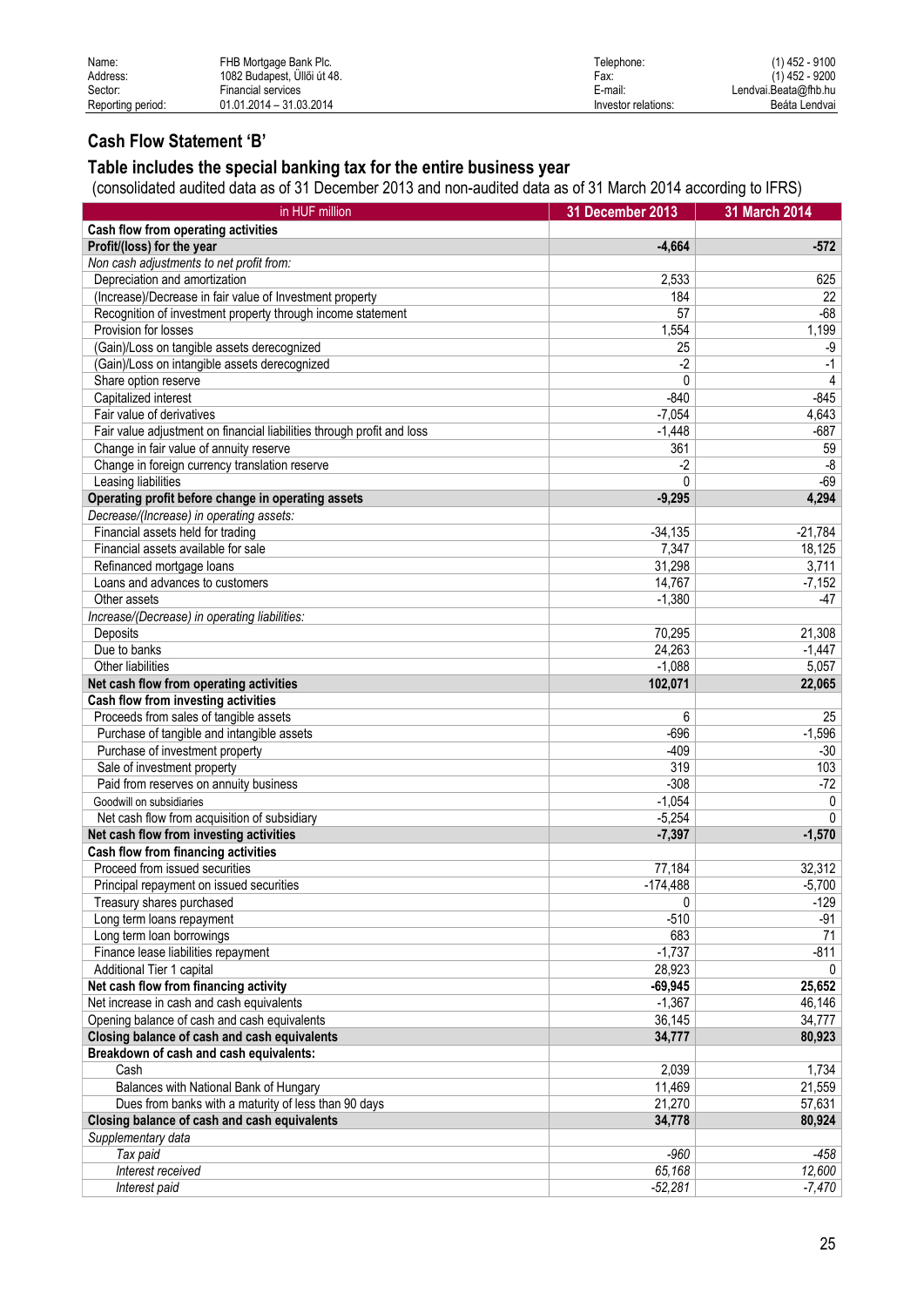| Name: | FHB Mortgage Bank Plc. | Telephone: | (1) 452 - 9100 |
|---|---|---|---|
| Address: | 1082 Budapest, Üllői út 48. | Fax: | (1) 452 - 9200 |
| Sector: | Financial services | E-mail: | Lendvai.Beata@fhb.hu |
| Reporting period: | 01.01.2014 – 31.03.2014 | Investor relations: | Beáta Lendvai |

## Cash Flow Statement 'B'

## Table includes the special banking tax for the entire business year

(consolidated audited data as of 31 December 2013 and non-audited data as of 31 March 2014 according to IFRS)

| in HUF million | 31 December 2013 | 31 March 2014 |
|---|---|---|
| **Cash flow from operating activities** | | |
| **Profit/(loss) for the year** | **-4,664** | **-572** |
| *Non cash adjustments to net profit from:* | | |
| Depreciation and amortization | 2,533 | 625 |
| (Increase)/Decrease in fair value of Investment property | 184 | 22 |
| Recognition of investment property through income statement | 57 | -68 |
| Provision for losses | 1,554 | 1,199 |
| (Gain)/Loss on tangible assets derecognized | 25 | -9 |
| (Gain)/Loss on intangible assets derecognized | -2 | -1 |
| Share option reserve | 0 | 4 |
| Capitalized interest | -840 | -845 |
| Fair value of derivatives | -7,054 | 4,643 |
| Fair value adjustment on financial liabilities through profit and loss | -1,448 | -687 |
| Change in fair value of annuity reserve | 361 | 59 |
| Change in foreign currency translation reserve | -2 | -8 |
| Leasing liabilities | 0 | -69 |
| **Operating profit before change in operating assets** | **-9,295** | **4,294** |
| *Decrease/(Increase) in operating assets:* | | |
| Financial assets held for trading | -34,135 | -21,784 |
| Financial assets available for sale | 7,347 | 18,125 |
| Refinanced mortgage loans | 31,298 | 3,711 |
| Loans and advances to customers | 14,767 | -7,152 |
| Other assets | -1,380 | -47 |
| *Increase/(Decrease) in operating liabilities:* | | |
| Deposits | 70,295 | 21,308 |
| Due to banks | 24,263 | -1,447 |
| Other liabilities | -1,088 | 5,057 |
| **Net cash flow from operating activities** | **102,071** | **22,065** |
| **Cash flow from investing activities** | | |
| Proceeds from sales of tangible assets | 6 | 25 |
| Purchase of tangible and intangible assets | -696 | -1,596 |
| Purchase of investment property | -409 | -30 |
| Sale of investment property | 319 | 103 |
| Paid from reserves on annuity business | -308 | -72 |
| Goodwill on subsidiaries | -1,054 | 0 |
| Net cash flow from acquisition of subsidiary | -5,254 | 0 |
| **Net cash flow from investing activities** | **-7,397** | **-1,570** |
| **Cash flow from financing activities** | | |
| Proceed from issued securities | 77,184 | 32,312 |
| Principal repayment on issued securities | -174,488 | -5,700 |
| Treasury shares purchased | 0 | -129 |
| Long term loans repayment | -510 | -91 |
| Long term loan borrowings | 683 | 71 |
| Finance lease liabilities repayment | -1,737 | -811 |
| Additional Tier 1 capital | 28,923 | 0 |
| **Net cash flow from financing activity** | **-69,945** | **25,652** |
| Net increase in cash and cash equivalents | -1,367 | 46,146 |
| Opening balance of cash and cash equivalents | 36,145 | 34,777 |
| **Closing balance of cash and cash equivalents** | **34,777** | **80,923** |
| **Breakdown of cash and cash equivalents:** | | |
| Cash | 2,039 | 1,734 |
| Balances with National Bank of Hungary | 11,469 | 21,559 |
| Dues from banks with a maturity of less than 90 days | 21,270 | 57,631 |
| **Closing balance of cash and cash equivalents** | **34,778** | **80,924** |
| *Supplementary data* | | |
| *Tax paid* | *-960* | *-458* |
| *Interest received* | *65,168* | *12,600* |
| *Interest paid* | *-52,281* | *-7,470* |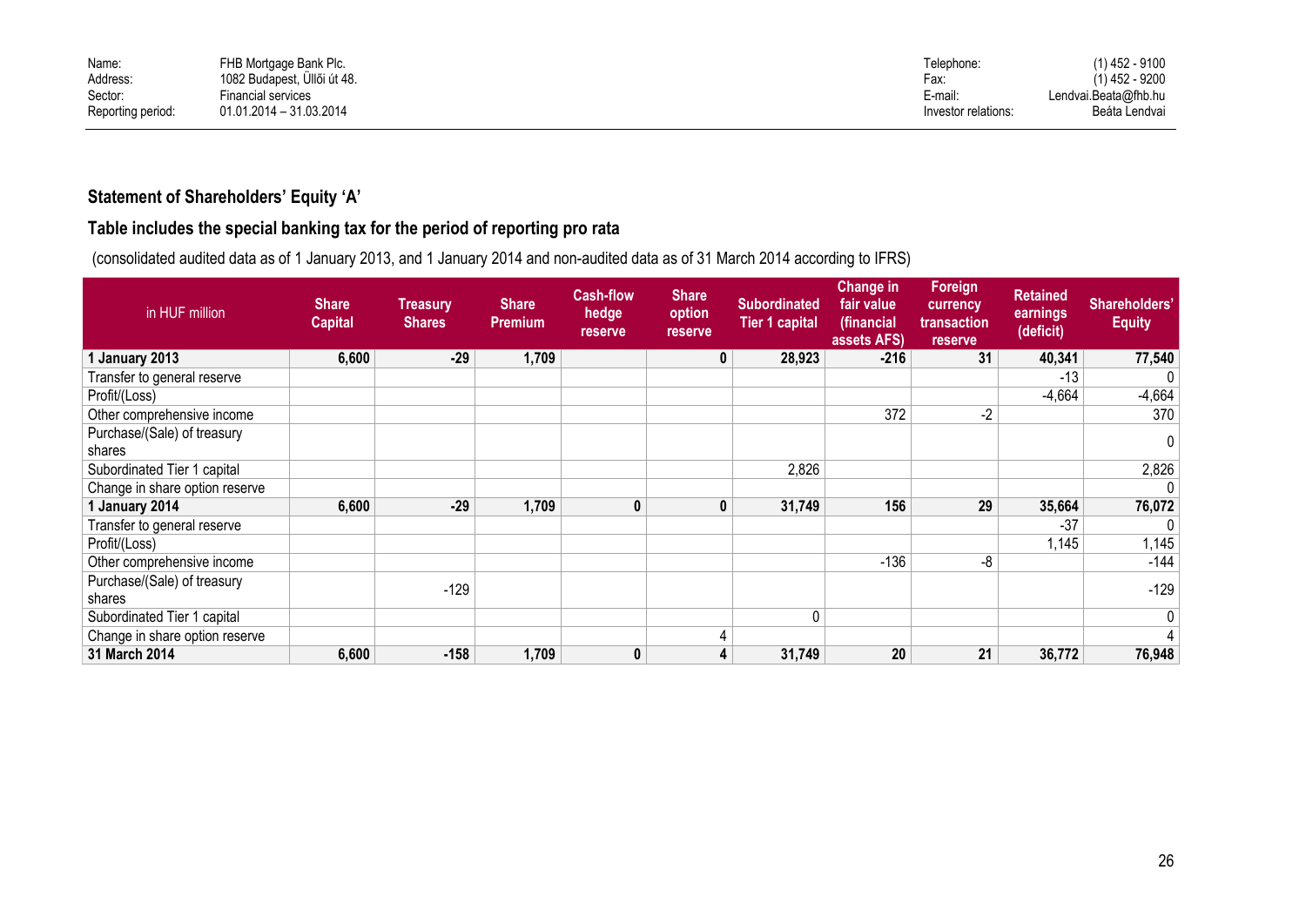| Name: | FHB Mortgage Bank Plc. | Telephone: | (1) 452 - 9100 |
|---|---|---|---|
| Address: | 1082 Budapest, Üllői út 48. | Fax: | (1) 452 - 9200 |
| Sector: | Financial services | E-mail: | Lendvai.Beata@fhb.hu |
| Reporting period: | 01.01.2014 – 31.03.2014 | Investor relations: | Beáta Lendvai |

## Statement of Shareholders' Equity 'A'

## Table includes the special banking tax for the period of reporting pro rata

(consolidated audited data as of 1 January 2013, and 1 January 2014 and non-audited data as of 31 March 2014 according to IFRS)

| in HUF million | Share Capital | Treasury Shares | Share Premium | Cash-flow hedge reserve | Share option reserve | Subordinated Tier 1 capital | Change in fair value (financial assets AFS) | Foreign currency transaction reserve | Retained earnings (deficit) | Shareholders' Equity |
|---|---|---|---|---|---|---|---|---|---|---|
| **1 January 2013** | **6,600** | **-29** | **1,709** | | **0** | **28,923** | **-216** | **31** | **40,341** | **77,540** |
| Transfer to general reserve | | | | | | | | | -13 | 0 |
| Profit/(Loss) | | | | | | | | | -4,664 | -4,664 |
| Other comprehensive income | | | | | | | 372 | -2 | | 370 |
| Purchase/(Sale) of treasury shares | | | | | | | | | | 0 |
| Subordinated Tier 1 capital | | | | | | 2,826 | | | | 2,826 |
| Change in share option reserve | | | | | | | | | | 0 |
| **1 January 2014** | **6,600** | **-29** | **1,709** | **0** | **0** | **31,749** | **156** | **29** | **35,664** | **76,072** |
| Transfer to general reserve | | | | | | | | | -37 | 0 |
| Profit/(Loss) | | | | | | | | | 1,145 | 1,145 |
| Other comprehensive income | | | | | | | -136 | -8 | | -144 |
| Purchase/(Sale) of treasury shares | | -129 | | | | | | | | -129 |
| Subordinated Tier 1 capital | | | | | | 0 | | | | 0 |
| Change in share option reserve | | | | | 4 | | | | | 4 |
| **31 March 2014** | **6,600** | **-158** | **1,709** | **0** | **4** | **31,749** | **20** | **21** | **36,772** | **76,948** |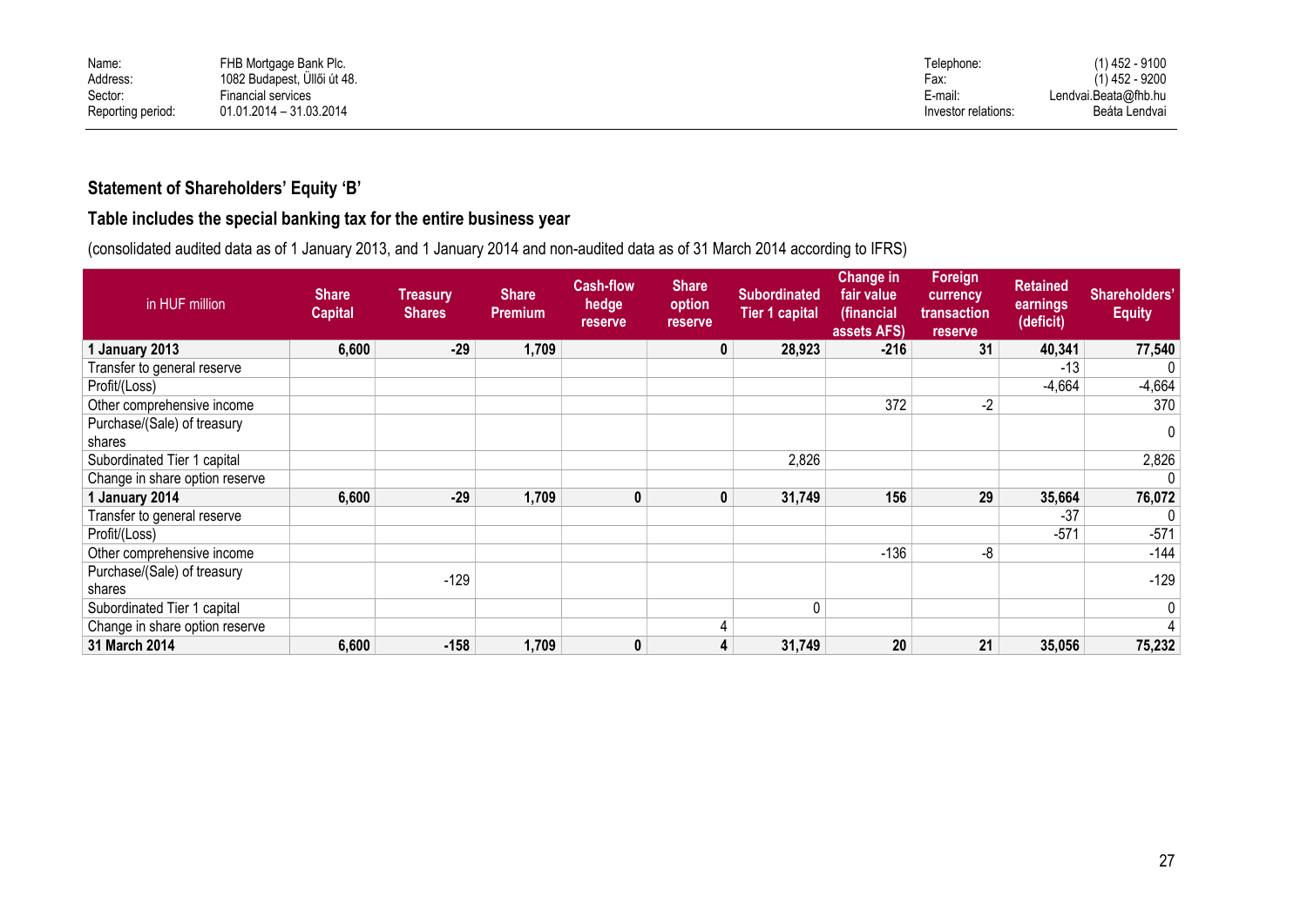| Name: | FHB Mortgage Bank Plc. | Telephone: | (1) 452 - 9100 |
|---|---|---|---|
| Address: | 1082 Budapest, Üllői út 48. | Fax: | (1) 452 - 9200 |
| Sector: | Financial services | E-mail: | Lendvai.Beata@fhb.hu |
| Reporting period: | 01.01.2014 – 31.03.2014 | Investor relations: | Beáta Lendvai |

## Statement of Shareholders' Equity 'B'

## Table includes the special banking tax for the entire business year

(consolidated audited data as of 1 January 2013, and 1 January 2014 and non-audited data as of 31 March 2014 according to IFRS)

| in HUF million | Share Capital | Treasury Shares | Share Premium | Cash-flow hedge reserve | Share option reserve | Subordinated Tier 1 capital | Change in fair value (financial assets AFS) | Foreign currency transaction reserve | Retained earnings (deficit) | Shareholders' Equity |
|---|---|---|---|---|---|---|---|---|---|---|
| **1 January 2013** | **6,600** | **-29** | **1,709** | | **0** | **28,923** | **-216** | **31** | **40,341** | **77,540** |
| Transfer to general reserve | | | | | | | | | -13 | 0 |
| Profit/(Loss) | | | | | | | | | -4,664 | -4,664 |
| Other comprehensive income | | | | | | | 372 | -2 | | 370 |
| Purchase/(Sale) of treasury shares | | | | | | | | | | 0 |
| Subordinated Tier 1 capital | | | | | | 2,826 | | | | 2,826 |
| Change in share option reserve | | | | | | | | | | 0 |
| **1 January 2014** | **6,600** | **-29** | **1,709** | **0** | **0** | **31,749** | **156** | **29** | **35,664** | **76,072** |
| Transfer to general reserve | | | | | | | | | -37 | 0 |
| Profit/(Loss) | | | | | | | | | -571 | -571 |
| Other comprehensive income | | | | | | | -136 | -8 | | -144 |
| Purchase/(Sale) of treasury shares | | -129 | | | | | | | | -129 |
| Subordinated Tier 1 capital | | | | | | 0 | | | | 0 |
| Change in share option reserve | | | | | 4 | | | | | 4 |
| **31 March 2014** | **6,600** | **-158** | **1,709** | **0** | **4** | **31,749** | **20** | **21** | **35,056** | **75,232** |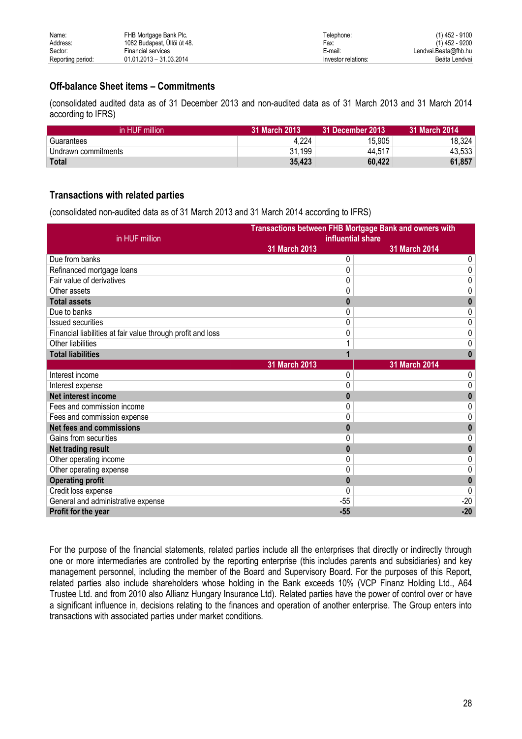## Off-balance Sheet items – Commitments

(consolidated audited data as of 31 December 2013 and non-audited data as of 31 March 2013 and 31 March 2014 according to IFRS)

| in HUF million | 31 March 2013 | 31 December 2013 | 31 March 2014 |
|---|---|---|---|
| Guarantees | 4,224 | 15,905 | 18,324 |
| Undrawn commitments | 31,199 | 44,517 | 43,533 |
| **Total** | **35,423** | **60,422** | **61,857** |

## Transactions with related parties

(consolidated non-audited data as of 31 March 2013 and 31 March 2014 according to IFRS)

| in HUF million | Transactions between FHB Mortgage Bank and owners with influential share | |
|---|---|---|
| | 31 March 2013 | 31 March 2014 |
| Due from banks | 0 | 0 |
| Refinanced mortgage loans | 0 | 0 |
| Fair value of derivatives | 0 | 0 |
| Other assets | 0 | 0 |
| **Total assets** | **0** | **0** |
| Due to banks | 0 | 0 |
| Issued securities | 0 | 0 |
| Financial liabilities at fair value through profit and loss | 0 | 0 |
| Other liabilities | 1 | 0 |
| **Total liabilities** | **1** | **0** |
| | **31 March 2013** | **31 March 2014** |
| Interest income | 0 | 0 |
| Interest expense | 0 | 0 |
| **Net interest income** | **0** | **0** |
| Fees and commission income | 0 | 0 |
| Fees and commission expense | 0 | 0 |
| **Net fees and commissions** | **0** | **0** |
| Gains from securities | 0 | 0 |
| **Net trading result** | **0** | **0** |
| Other operating income | 0 | 0 |
| Other operating expense | 0 | 0 |
| **Operating profit** | **0** | **0** |
| Credit loss expense | 0 | 0 |
| General and administrative expense | -55 | -20 |
| **Profit for the year** | **-55** | **-20** |

For the purpose of the financial statements, related parties include all the enterprises that directly or indirectly through one or more intermediaries are controlled by the reporting enterprise (this includes parents and subsidiaries) and key management personnel, including the member of the Board and Supervisory Board. For the purposes of this Report, related parties also include shareholders whose holding in the Bank exceeds 10% (VCP Finanz Holding Ltd., A64 Trustee Ltd. and from 2010 also Allianz Hungary Insurance Ltd). Related parties have the power of control over or have a significant influence in, decisions relating to the finances and operation of another enterprise. The Group enters into transactions with associated parties under market conditions.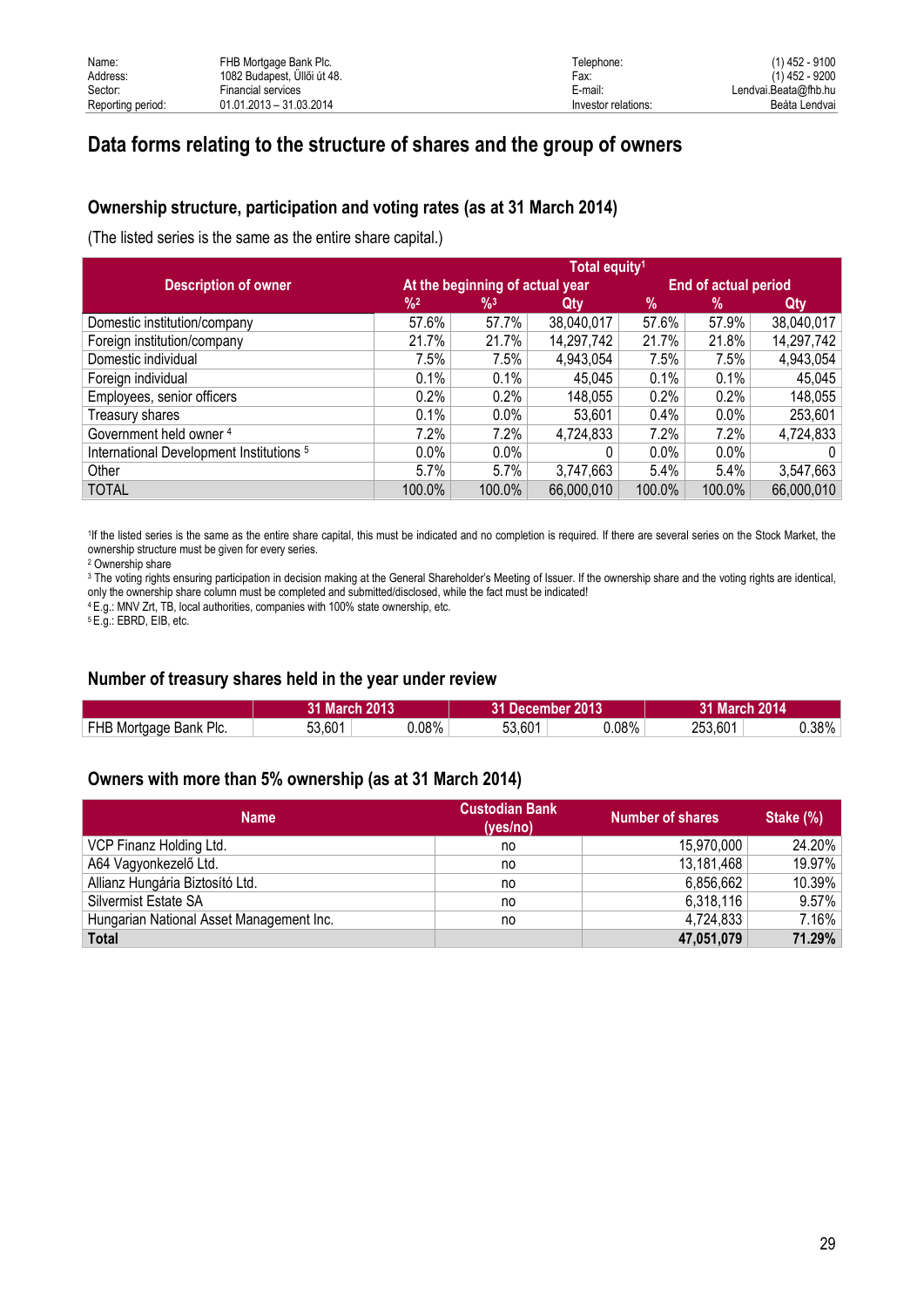| Name: | FHB Mortgage Bank Plc. | Telephone: | (1) 452 - 9100 |
|---|---|---|---|
| Address: | 1082 Budapest, Üllői út 48. | Fax: | (1) 452 - 9200 |
| Sector: | Financial services | E-mail: | Lendvai.Beata@fhb.hu |
| Reporting period: | 01.01.2013 – 31.03.2014 | Investor relations: | Beáta Lendvai |

# Data forms relating to the structure of shares and the group of owners

## Ownership structure, participation and voting rates (as at 31 March 2014)

(The listed series is the same as the entire share capital.)

| Description of owner | Total equity[1] | | | | | |
|---|---|---|---|---|---|---|
| | At the beginning of actual year | | | End of actual period | | |
| | %[2] | %[3] | Qty | % | % | Qty |
| Domestic institution/company | 57.6% | 57.7% | 38,040,017 | 57.6% | 57.9% | 38,040,017 |
| Foreign institution/company | 21.7% | 21.7% | 14,297,742 | 21.7% | 21.8% | 14,297,742 |
| Domestic individual | 7.5% | 7.5% | 4,943,054 | 7.5% | 7.5% | 4,943,054 |
| Foreign individual | 0.1% | 0.1% | 45,045 | 0.1% | 0.1% | 45,045 |
| Employees, senior officers | 0.2% | 0.2% | 148,055 | 0.2% | 0.2% | 148,055 |
| Treasury shares | 0.1% | 0.0% | 53,601 | 0.4% | 0.0% | 253,601 |
| Government held owner [4] | 7.2% | 7.2% | 4,724,833 | 7.2% | 7.2% | 4,724,833 |
| International Development Institutions [5] | 0.0% | 0.0% | 0 | 0.0% | 0.0% | 0 |
| Other | 5.7% | 5.7% | 3,747,663 | 5.4% | 5.4% | 3,547,663 |
| TOTAL | 100.0% | 100.0% | 66,000,010 | 100.0% | 100.0% | 66,000,010 |

[1] If the listed series is the same as the entire share capital, this must be indicated and no completion is required. If there are several series on the Stock Market, the ownership structure must be given for every series.
[2] Ownership share
[3] The voting rights ensuring participation in decision making at the General Shareholder's Meeting of Issuer. If the ownership share and the voting rights are identical, only the ownership share column must be completed and submitted/disclosed, while the fact must be indicated!
[4] E.g.: MNV Zrt, TB, local authorities, companies with 100% state ownership, etc.
[5] E.g.: EBRD, EIB, etc.

## Number of treasury shares held in the year under review

| | 31 March 2013 | | 31 December 2013 | | 31 March 2014 | |
|---|---|---|---|---|---|---|
| FHB Mortgage Bank Plc. | 53,601 | 0.08% | 53,601 | 0.08% | 253,601 | 0.38% |

## Owners with more than 5% ownership (as at 31 March 2014)

| Name | Custodian Bank (yes/no) | Number of shares | Stake (%) |
|---|---|---|---|
| VCP Finanz Holding Ltd. | no | 15,970,000 | 24.20% |
| A64 Vagyonkezelő Ltd. | no | 13,181,468 | 19.97% |
| Allianz Hungária Biztosító Ltd. | no | 6,856,662 | 10.39% |
| Silvermist Estate SA | no | 6,318,116 | 9.57% |
| Hungarian National Asset Management Inc. | no | 4,724,833 | 7.16% |
| **Total** | | **47,051,079** | **71.29%** |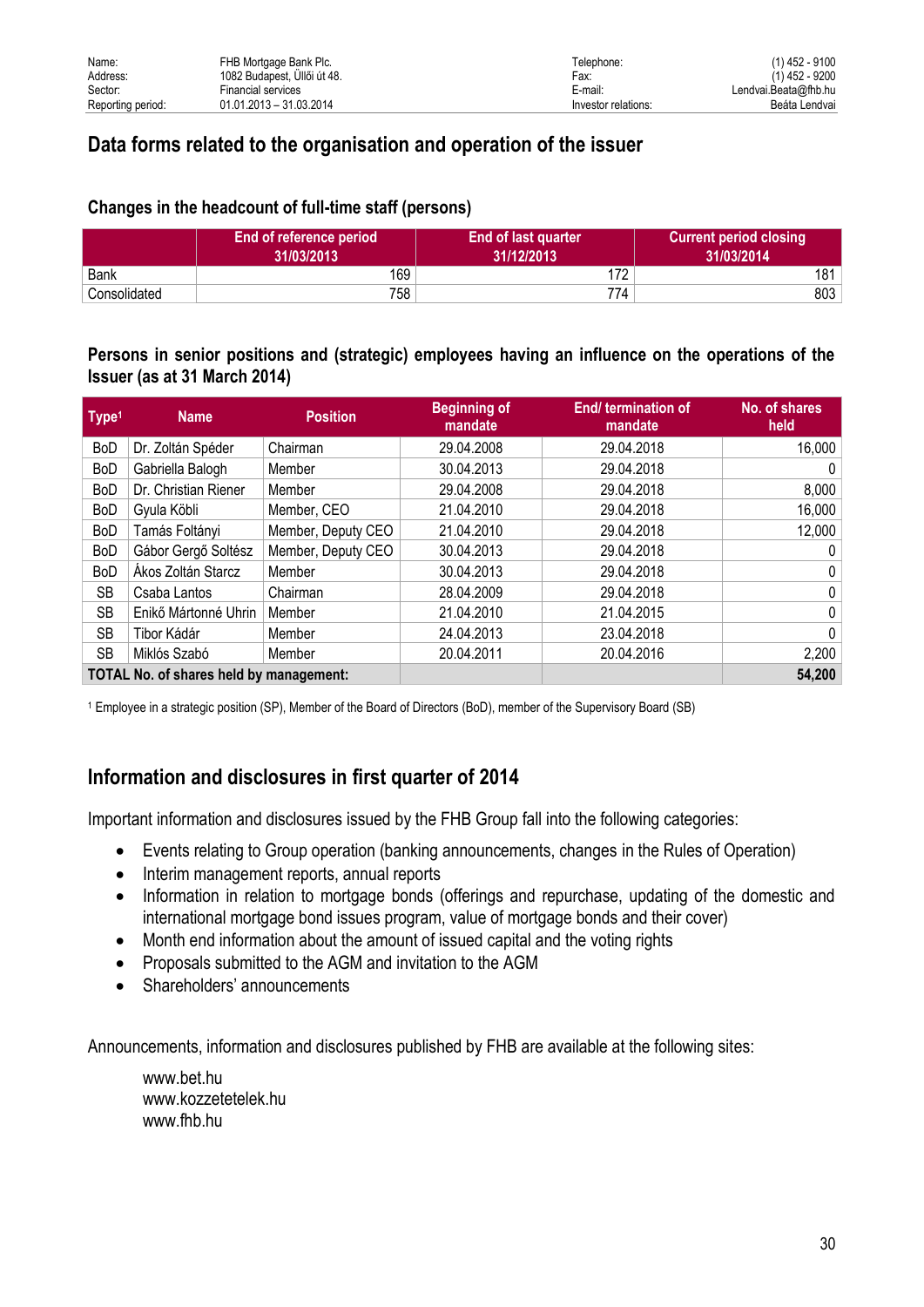| | | | |
|---|---|---|---|
| Name: | FHB Mortgage Bank Plc. | Telephone: | (1) 452 - 9100 |
| Address: | 1082 Budapest, Üllői út 48. | Fax: | (1) 452 - 9200 |
| Sector: | Financial services | E-mail: | Lendvai.Beata@fhb.hu |
| Reporting period: | 01.01.2013 – 31.03.2014 | Investor relations: | Beáta Lendvai |

## Data forms related to the organisation and operation of the issuer

### Changes in the headcount of full-time staff (persons)

| | End of reference period 31/03/2013 | End of last quarter 31/12/2013 | Current period closing 31/03/2014 |
|---|---|---|---|
| Bank | 169 | 172 | 181 |
| Consolidated | 758 | 774 | 803 |

### Persons in senior positions and (strategic) employees having an influence on the operations of the Issuer (as at 31 March 2014)

| Type[1] | Name | Position | Beginning of mandate | End/ termination of mandate | No. of shares held |
|---|---|---|---|---|---|
| BoD | Dr. Zoltán Spéder | Chairman | 29.04.2008 | 29.04.2018 | 16,000 |
| BoD | Gabriella Balogh | Member | 30.04.2013 | 29.04.2018 | 0 |
| BoD | Dr. Christian Riener | Member | 29.04.2008 | 29.04.2018 | 8,000 |
| BoD | Gyula Köbli | Member, CEO | 21.04.2010 | 29.04.2018 | 16,000 |
| BoD | Tamás Foltányi | Member, Deputy CEO | 21.04.2010 | 29.04.2018 | 12,000 |
| BoD | Gábor Gergő Soltész | Member, Deputy CEO | 30.04.2013 | 29.04.2018 | 0 |
| BoD | Ákos Zoltán Starcz | Member | 30.04.2013 | 29.04.2018 | 0 |
| SB | Csaba Lantos | Chairman | 28.04.2009 | 29.04.2018 | 0 |
| SB | Enikő Mártonné Uhrin | Member | 21.04.2010 | 21.04.2015 | 0 |
| SB | Tibor Kádár | Member | 24.04.2013 | 23.04.2018 | 0 |
| SB | Miklós Szabó | Member | 20.04.2011 | 20.04.2016 | 2,200 |
| **TOTAL No. of shares held by management:** | | | | | **54,200** |

[1] Employee in a strategic position (SP), Member of the Board of Directors (BoD), member of the Supervisory Board (SB)

## Information and disclosures in first quarter of 2014

Important information and disclosures issued by the FHB Group fall into the following categories:

- Events relating to Group operation (banking announcements, changes in the Rules of Operation)
- Interim management reports, annual reports
- Information in relation to mortgage bonds (offerings and repurchase, updating of the domestic and international mortgage bond issues program, value of mortgage bonds and their cover)
- Month end information about the amount of issued capital and the voting rights
- Proposals submitted to the AGM and invitation to the AGM
- Shareholders' announcements

Announcements, information and disclosures published by FHB are available at the following sites:

www.bet.hu
www.kozzetetelek.hu
www.fhb.hu